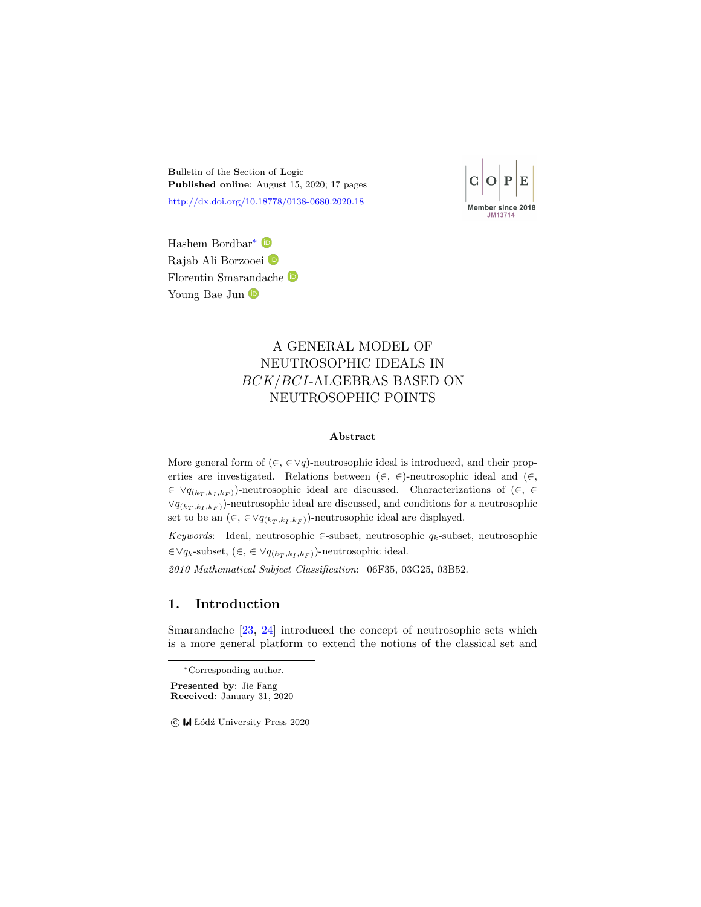Bulletin of the Section of Logic
**Published online**: August 15, 2020; 17 pages
http://dx.doi.org/10.18778/0138-0680.2020.18

Hashem Bordbar*
Rajab Ali Borzooei
Florentin Smarandache
Young Bae Jun

# A GENERAL MODEL OF NEUTROSOPHIC IDEALS IN $BCK/BCI$-ALGEBRAS BASED ON NEUTROSOPHIC POINTS

### Abstract

More general form of $(\in, \in\vee q)$-neutrosophic ideal is introduced, and their properties are investigated. Relations between $(\in, \in)$-neutrosophic ideal and $(\in, \in\vee q_{(k_T,k_I,k_F)})$-neutrosophic ideal are discussed. Characterizations of $(\in, \in\vee q_{(k_T,k_I,k_F)})$-neutrosophic ideal are discussed, and conditions for a neutrosophic set to be an $(\in, \in\vee q_{(k_T,k_I,k_F)})$-neutrosophic ideal are displayed.

*Keywords*: Ideal, neutrosophic $\in$-subset, neutrosophic $q_k$-subset, neutrosophic $\in\vee q_k$-subset, $(\in, \in\vee q_{(k_T,k_I,k_F)})$-neutrosophic ideal.

*2010 Mathematical Subject Classification*: 06F35, 03G25, 03B52.

## 1. Introduction

Smarandache [23, 24] introduced the concept of neutrosophic sets which is a more general platform to extend the notions of the classical set and

*Corresponding author.

**Presented by**: Jie Fang
**Received**: January 31, 2020

© Łódź University Press 2020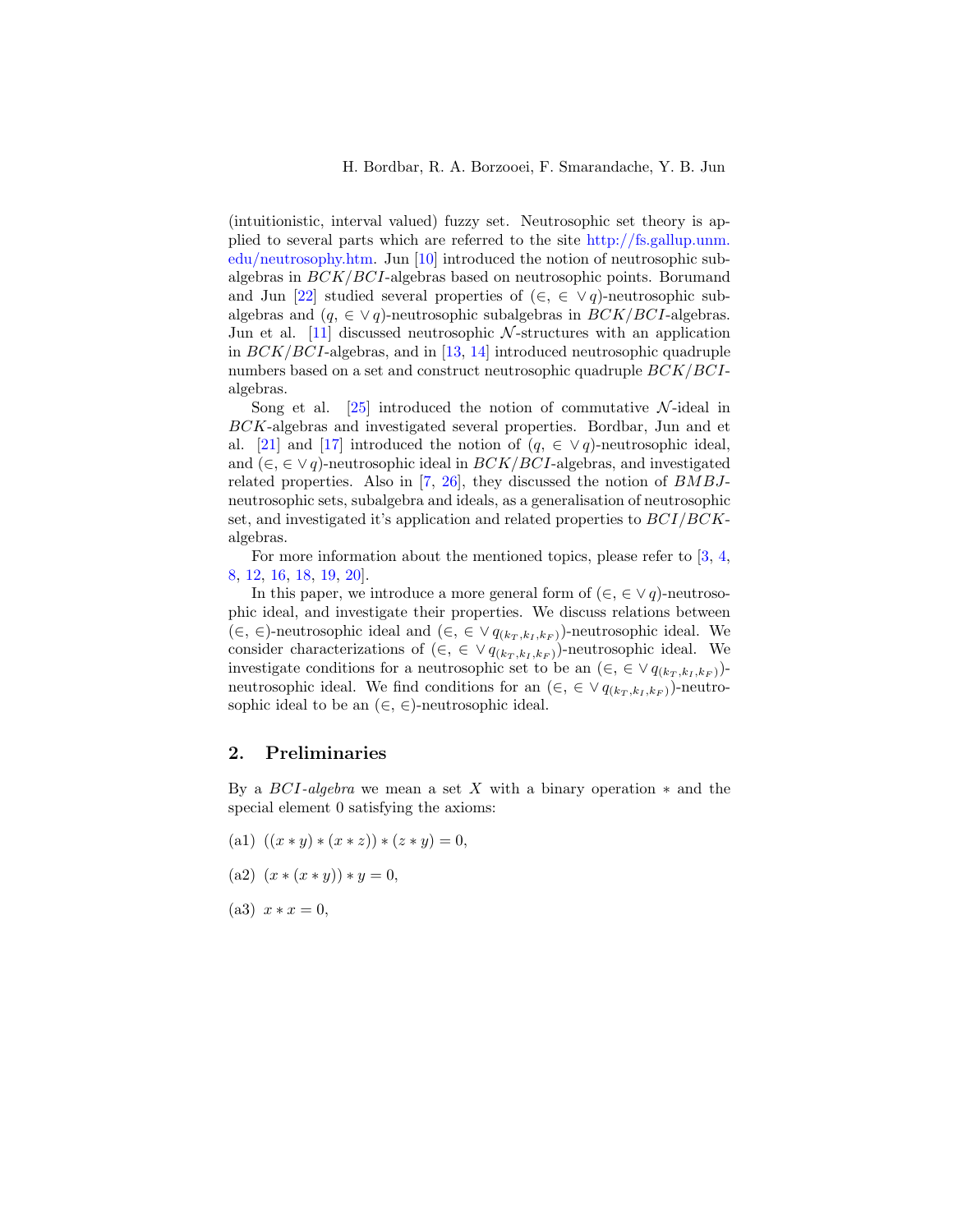(intuitionistic, interval valued) fuzzy set. Neutrosophic set theory is applied to several parts which are referred to the site http://fs.gallup.unm.edu/neutrosophy.htm. Jun [10] introduced the notion of neutrosophic subalgebras in $BCK/BCI$-algebras based on neutrosophic points. Borumand and Jun [22] studied several properties of $(\in, \in \vee q)$-neutrosophic subalgebras and $(q, \in \vee q)$-neutrosophic subalgebras in $BCK/BCI$-algebras. Jun et al. [11] discussed neutrosophic $\mathcal{N}$-structures with an application in $BCK/BCI$-algebras, and in [13, 14] introduced neutrosophic quadruple numbers based on a set and construct neutrosophic quadruple $BCK/BCI$-algebras.

Song et al. [25] introduced the notion of commutative $\mathcal{N}$-ideal in $BCK$-algebras and investigated several properties. Bordbar, Jun and et al. [21] and [17] introduced the notion of $(q, \in \vee q)$-neutrosophic ideal, and $(\in, \in \vee q)$-neutrosophic ideal in $BCK/BCI$-algebras, and investigated related properties. Also in [7, 26], they discussed the notion of $BMBJ$-neutrosophic sets, subalgebra and ideals, as a generalisation of neutrosophic set, and investigated it's application and related properties to $BCI/BCK$-algebras.

For more information about the mentioned topics, please refer to [3, 4, 8, 12, 16, 18, 19, 20].

In this paper, we introduce a more general form of $(\in, \in \vee q)$-neutrosophic ideal, and investigate their properties. We discuss relations between $(\in, \in)$-neutrosophic ideal and $(\in, \in \vee q_{(k_T,k_I,k_F)})$-neutrosophic ideal. We consider characterizations of $(\in, \in \vee q_{(k_T,k_I,k_F)})$-neutrosophic ideal. We investigate conditions for a neutrosophic set to be an $(\in, \in \vee q_{(k_T,k_I,k_F)})$-neutrosophic ideal. We find conditions for an $(\in, \in \vee q_{(k_T,k_I,k_F)})$-neutrosophic ideal to be an $(\in, \in)$-neutrosophic ideal.

## 2. Preliminaries

By a *BCI-algebra* we mean a set $X$ with a binary operation $*$ and the special element 0 satisfying the axioms:

(a1) $((x * y) * (x * z)) * (z * y) = 0,$

(a2) $(x * (x * y)) * y = 0,$

(a3) $x * x = 0,$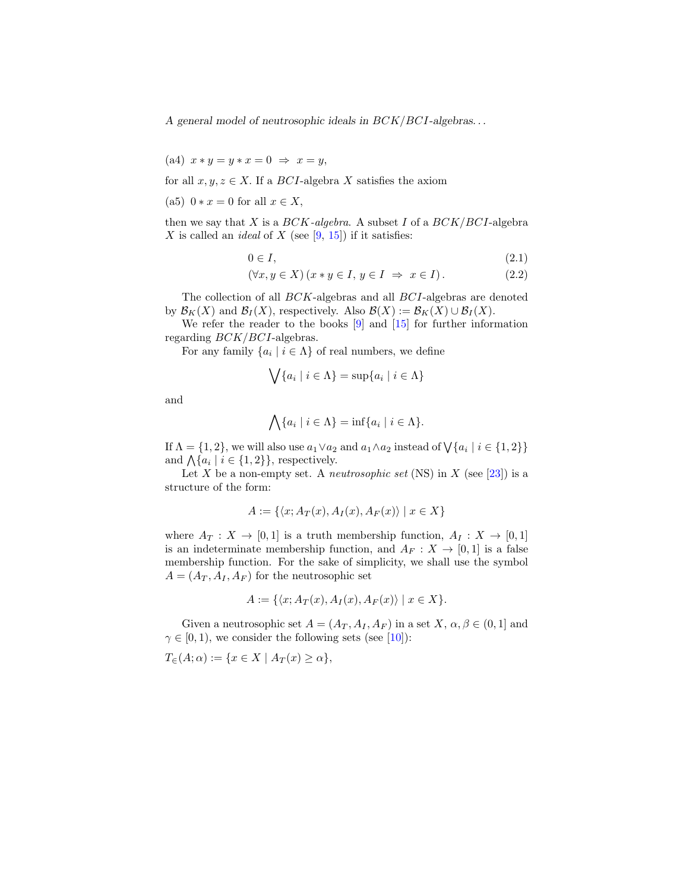(a4) $x * y = y * x = 0 \;\Rightarrow\; x = y$,

for all $x, y, z \in X$. If a $BCI$-algebra $X$ satisfies the axiom

(a5) $0 * x = 0$ for all $x \in X$,

then we say that $X$ is a *$BCK$-algebra*. A subset $I$ of a $BCK/BCI$-algebra $X$ is called an *ideal* of $X$ (see [9, 15]) if it satisfies:

$$0 \in I, \tag{2.1}$$

$$(\forall x, y \in X)\,(x * y \in I,\, y \in I \;\Rightarrow\; x \in I). \tag{2.2}$$

The collection of all $BCK$-algebras and all $BCI$-algebras are denoted by $\mathcal{B}_K(X)$ and $\mathcal{B}_I(X)$, respectively. Also $\mathcal{B}(X) := \mathcal{B}_K(X) \cup \mathcal{B}_I(X)$.

We refer the reader to the books [9] and [15] for further information regarding $BCK/BCI$-algebras.

For any family $\{a_i \mid i \in \Lambda\}$ of real numbers, we define

$$\bigvee\{a_i \mid i \in \Lambda\} = \sup\{a_i \mid i \in \Lambda\}$$

and

$$\bigwedge\{a_i \mid i \in \Lambda\} = \inf\{a_i \mid i \in \Lambda\}.$$

If $\Lambda = \{1, 2\}$, we will also use $a_1 \vee a_2$ and $a_1 \wedge a_2$ instead of $\bigvee\{a_i \mid i \in \{1, 2\}\}$ and $\bigwedge\{a_i \mid i \in \{1, 2\}\}$, respectively.

Let $X$ be a non-empty set. A *neutrosophic set* (NS) in $X$ (see [23]) is a structure of the form:

$$A := \{\langle x; A_T(x), A_I(x), A_F(x)\rangle \mid x \in X\}$$

where $A_T : X \to [0, 1]$ is a truth membership function, $A_I : X \to [0, 1]$ is an indeterminate membership function, and $A_F : X \to [0, 1]$ is a false membership function. For the sake of simplicity, we shall use the symbol $A = (A_T, A_I, A_F)$ for the neutrosophic set

$$A := \{\langle x; A_T(x), A_I(x), A_F(x)\rangle \mid x \in X\}.$$

Given a neutrosophic set $A = (A_T, A_I, A_F)$ in a set $X$, $\alpha, \beta \in (0, 1]$ and $\gamma \in [0, 1)$, we consider the following sets (see [10]):

$T_{\in}(A; \alpha) := \{x \in X \mid A_T(x) \geq \alpha\}$,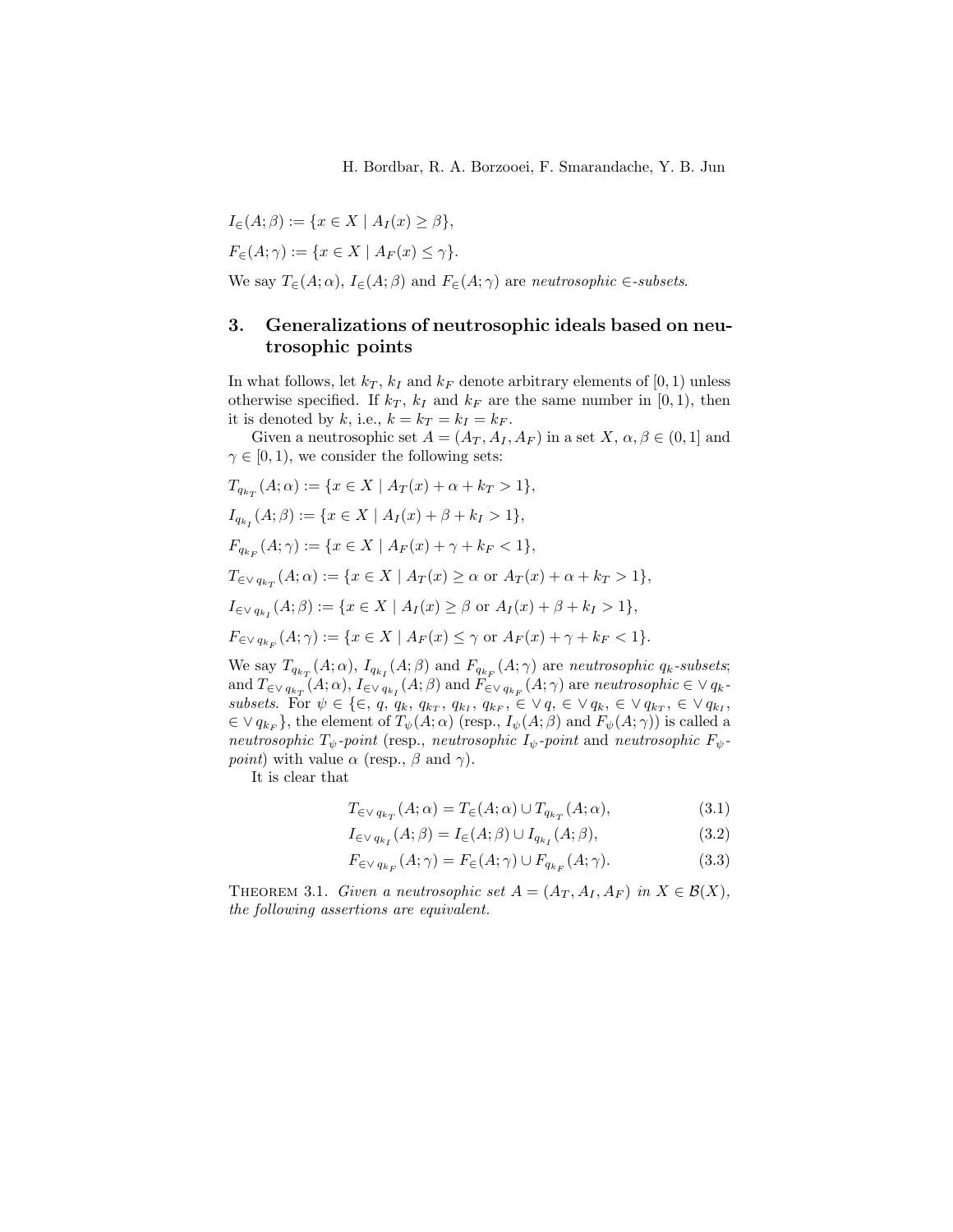$I_{\in}(A;\beta) := \{x \in X \mid A_I(x) \geq \beta\}$,

$F_{\in}(A;\gamma) := \{x \in X \mid A_F(x) \leq \gamma\}$.

We say $T_{\in}(A;\alpha)$, $I_{\in}(A;\beta)$ and $F_{\in}(A;\gamma)$ are *neutrosophic $\in$-subsets*.

## 3. Generalizations of neutrosophic ideals based on neutrosophic points

In what follows, let $k_T$, $k_I$ and $k_F$ denote arbitrary elements of $[0,1)$ unless otherwise specified. If $k_T$, $k_I$ and $k_F$ are the same number in $[0,1)$, then it is denoted by $k$, i.e., $k = k_T = k_I = k_F$.

Given a neutrosophic set $A = (A_T, A_I, A_F)$ in a set $X$, $\alpha, \beta \in (0,1]$ and $\gamma \in [0,1)$, we consider the following sets:

$T_{q_{k_T}}(A;\alpha) := \{x \in X \mid A_T(x) + \alpha + k_T > 1\}$,

$I_{q_{k_I}}(A;\beta) := \{x \in X \mid A_I(x) + \beta + k_I > 1\}$,

$F_{q_{k_F}}(A;\gamma) := \{x \in X \mid A_F(x) + \gamma + k_F < 1\}$,

$T_{\in\vee\, q_{k_T}}(A;\alpha) := \{x \in X \mid A_T(x) \geq \alpha \text{ or } A_T(x) + \alpha + k_T > 1\}$,

$I_{\in\vee\, q_{k_I}}(A;\beta) := \{x \in X \mid A_I(x) \geq \beta \text{ or } A_I(x) + \beta + k_I > 1\}$,

$F_{\in\vee\, q_{k_F}}(A;\gamma) := \{x \in X \mid A_F(x) \leq \gamma \text{ or } A_F(x) + \gamma + k_F < 1\}$.

We say $T_{q_{k_T}}(A;\alpha)$, $I_{q_{k_I}}(A;\beta)$ and $F_{q_{k_F}}(A;\gamma)$ are *neutrosophic $q_k$-subsets*; and $T_{\in\vee\, q_{k_T}}(A;\alpha)$, $I_{\in\vee\, q_{k_I}}(A;\beta)$ and $F_{\in\vee\, q_{k_F}}(A;\gamma)$ are *neutrosophic $\in\vee\, q_k$-subsets*. For $\psi \in \{\in, q, q_k, q_{k_T}, q_{k_I}, q_{k_F}, \in\vee\, q, \in\vee\, q_k, \in\vee\, q_{k_T}, \in\vee\, q_{k_I}, \in\vee\, q_{k_F}\}$, the element of $T_\psi(A;\alpha)$ (resp., $I_\psi(A;\beta)$ and $F_\psi(A;\gamma)$) is called a *neutrosophic $T_\psi$-point* (resp., *neutrosophic $I_\psi$-point* and *neutrosophic $F_\psi$-point*) with value $\alpha$ (resp., $\beta$ and $\gamma$).

It is clear that

$$T_{\in\vee\, q_{k_T}}(A;\alpha) = T_{\in}(A;\alpha) \cup T_{q_{k_T}}(A;\alpha), \tag{3.1}$$

$$I_{\in\vee\, q_{k_I}}(A;\beta) = I_{\in}(A;\beta) \cup I_{q_{k_I}}(A;\beta), \tag{3.2}$$

$$F_{\in\vee\, q_{k_F}}(A;\gamma) = F_{\in}(A;\gamma) \cup F_{q_{k_F}}(A;\gamma). \tag{3.3}$$

THEOREM 3.1. *Given a neutrosophic set $A = (A_T, A_I, A_F)$ in $X \in \mathcal{B}(X)$, the following assertions are equivalent.*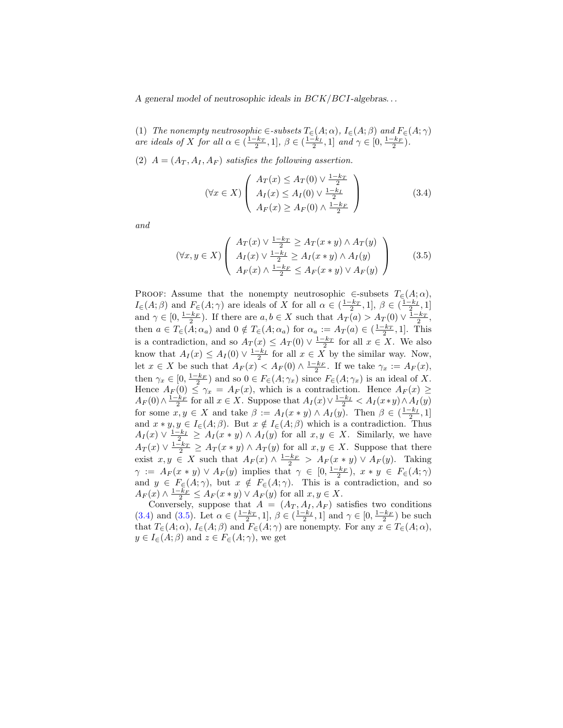(1) *The nonempty neutrosophic* $\in$*-subsets* $T_\in(A;\alpha)$*,* $I_\in(A;\beta)$ *and* $F_\in(A;\gamma)$ *are ideals of* $X$ *for all* $\alpha \in (\frac{1-k_T}{2}, 1]$*,* $\beta \in (\frac{1-k_I}{2}, 1]$ *and* $\gamma \in [0, \frac{1-k_F}{2})$*.*

(2) $A = (A_T, A_I, A_F)$ *satisfies the following assertion.*

$$(\forall x \in X) \left( \begin{array}{l} A_T(x) \leq A_T(0) \vee \frac{1-k_T}{2} \\ A_I(x) \leq A_I(0) \vee \frac{1-k_I}{2} \\ A_F(x) \geq A_F(0) \wedge \frac{1-k_F}{2} \end{array} \right) \tag{3.4}$$

*and*

$$(\forall x, y \in X) \left( \begin{array}{l} A_T(x) \vee \frac{1-k_T}{2} \geq A_T(x * y) \wedge A_T(y) \\ A_I(x) \vee \frac{1-k_I}{2} \geq A_I(x * y) \wedge A_I(y) \\ A_F(x) \wedge \frac{1-k_F}{2} \leq A_F(x * y) \vee A_F(y) \end{array} \right) \tag{3.5}$$

Proof: Assume that the nonempty neutrosophic $\in$-subsets $T_\in(A;\alpha)$, $I_\in(A;\beta)$ and $F_\in(A;\gamma)$ are ideals of $X$ for all $\alpha \in (\frac{1-k_T}{2}, 1]$, $\beta \in (\frac{1-k_I}{2}, 1]$ and $\gamma \in [0, \frac{1-k_F}{2})$. If there are $a, b \in X$ such that $A_T(a) > A_T(0) \vee \frac{1-k_T}{2}$, then $a \in T_\in(A;\alpha_a)$ and $0 \notin T_\in(A;\alpha_a)$ for $\alpha_a := A_T(a) \in (\frac{1-k_T}{2}, 1]$. This is a contradiction, and so $A_T(x) \leq A_T(0) \vee \frac{1-k_T}{2}$ for all $x \in X$. We also know that $A_I(x) \leq A_I(0) \vee \frac{1-k_I}{2}$ for all $x \in X$ by the similar way. Now, let $x \in X$ be such that $A_F(x) < A_F(0) \wedge \frac{1-k_F}{2}$. If we take $\gamma_x := A_F(x)$, then $\gamma_x \in [0, \frac{1-k_F}{2})$ and so $0 \in F_\in(A;\gamma_x)$ since $F_\in(A;\gamma_x)$ is an ideal of $X$. Hence $A_F(0) \leq \gamma_x = A_F(x)$, which is a contradiction. Hence $A_F(x) \geq A_F(0) \wedge \frac{1-k_F}{2}$ for all $x \in X$. Suppose that $A_I(x) \vee \frac{1-k_I}{2} < A_I(x*y) \wedge A_I(y)$ for some $x, y \in X$ and take $\beta := A_I(x * y) \wedge A_I(y)$. Then $\beta \in (\frac{1-k_I}{2}, 1]$ and $x * y, y \in I_\in(A;\beta)$. But $x \notin I_\in(A;\beta)$ which is a contradiction. Thus $A_I(x) \vee \frac{1-k_I}{2} \geq A_I(x * y) \wedge A_I(y)$ for all $x, y \in X$. Similarly, we have $A_T(x) \vee \frac{1-k_T}{2} \geq A_T(x * y) \wedge A_T(y)$ for all $x, y \in X$. Suppose that there exist $x, y \in X$ such that $A_F(x) \wedge \frac{1-k_F}{2} > A_F(x * y) \vee A_F(y)$. Taking $\gamma := A_F(x * y) \vee A_F(y)$ implies that $\gamma \in [0, \frac{1-k_F}{2})$, $x * y \in F_\in(A;\gamma)$ and $y \in F_\in(A;\gamma)$, but $x \notin F_\in(A;\gamma)$. This is a contradiction, and so $A_F(x) \wedge \frac{1-k_F}{2} \leq A_F(x * y) \vee A_F(y)$ for all $x, y \in X$.

Conversely, suppose that $A = (A_T, A_I, A_F)$ satisfies two conditions (3.4) and (3.5). Let $\alpha \in (\frac{1-k_T}{2}, 1]$, $\beta \in (\frac{1-k_I}{2}, 1]$ and $\gamma \in [0, \frac{1-k_F}{2})$ be such that $T_\in(A;\alpha)$, $I_\in(A;\beta)$ and $F_\in(A;\gamma)$ are nonempty. For any $x \in T_\in(A;\alpha)$, $y \in I_\in(A;\beta)$ and $z \in F_\in(A;\gamma)$, we get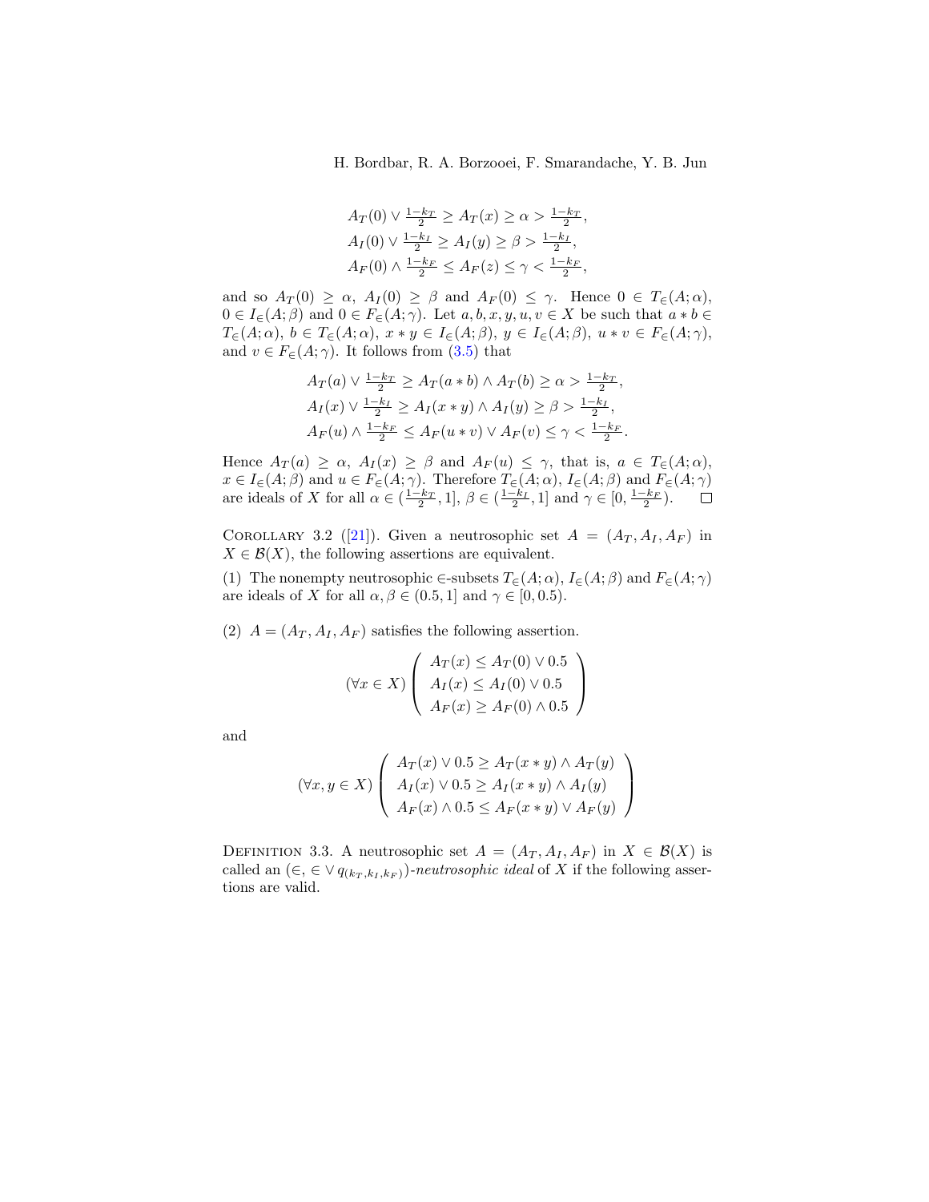$$
\begin{aligned}
&A_T(0) \vee \tfrac{1-k_T}{2} \geq A_T(x) \geq \alpha > \tfrac{1-k_T}{2},\\
&A_I(0) \vee \tfrac{1-k_I}{2} \geq A_I(y) \geq \beta > \tfrac{1-k_I}{2},\\
&A_F(0) \wedge \tfrac{1-k_F}{2} \leq A_F(z) \leq \gamma < \tfrac{1-k_F}{2},
\end{aligned}
$$

and so $A_T(0) \geq \alpha$, $A_I(0) \geq \beta$ and $A_F(0) \leq \gamma$. Hence $0 \in T_\in(A;\alpha)$, $0 \in I_\in(A;\beta)$ and $0 \in F_\in(A;\gamma)$. Let $a, b, x, y, u, v \in X$ be such that $a * b \in T_\in(A;\alpha)$, $b \in T_\in(A;\alpha)$, $x * y \in I_\in(A;\beta)$, $y \in I_\in(A;\beta)$, $u * v \in F_\in(A;\gamma)$, and $v \in F_\in(A;\gamma)$. It follows from (3.5) that

$$
\begin{aligned}
&A_T(a) \vee \tfrac{1-k_T}{2} \geq A_T(a * b) \wedge A_T(b) \geq \alpha > \tfrac{1-k_T}{2},\\
&A_I(x) \vee \tfrac{1-k_I}{2} \geq A_I(x * y) \wedge A_I(y) \geq \beta > \tfrac{1-k_I}{2},\\
&A_F(u) \wedge \tfrac{1-k_F}{2} \leq A_F(u * v) \vee A_F(v) \leq \gamma < \tfrac{1-k_F}{2}.
\end{aligned}
$$

Hence $A_T(a) \geq \alpha$, $A_I(x) \geq \beta$ and $A_F(u) \leq \gamma$, that is, $a \in T_\in(A;\alpha)$, $x \in I_\in(A;\beta)$ and $u \in F_\in(A;\gamma)$. Therefore $T_\in(A;\alpha)$, $I_\in(A;\beta)$ and $F_\in(A;\gamma)$ are ideals of $X$ for all $\alpha \in (\frac{1-k_T}{2}, 1]$, $\beta \in (\frac{1-k_I}{2}, 1]$ and $\gamma \in [0, \frac{1-k_F}{2})$. □

Corollary 3.2 ([21]). Given a neutrosophic set $A = (A_T, A_I, A_F)$ in $X \in \mathcal{B}(X)$, the following assertions are equivalent.

(1) The nonempty neutrosophic $\in$-subsets $T_\in(A;\alpha)$, $I_\in(A;\beta)$ and $F_\in(A;\gamma)$ are ideals of $X$ for all $\alpha, \beta \in (0.5, 1]$ and $\gamma \in [0, 0.5)$.

(2) $A = (A_T, A_I, A_F)$ satisfies the following assertion.

$$
(\forall x \in X)\left(\begin{array}{l} A_T(x) \leq A_T(0) \vee 0.5 \\ A_I(x) \leq A_I(0) \vee 0.5 \\ A_F(x) \geq A_F(0) \wedge 0.5 \end{array}\right)
$$

and

$$
(\forall x, y \in X)\left(\begin{array}{l} A_T(x) \vee 0.5 \geq A_T(x * y) \wedge A_T(y) \\ A_I(x) \vee 0.5 \geq A_I(x * y) \wedge A_I(y) \\ A_F(x) \wedge 0.5 \leq A_F(x * y) \vee A_F(y) \end{array}\right)
$$

Definition 3.3. A neutrosophic set $A = (A_T, A_I, A_F)$ in $X \in \mathcal{B}(X)$ is called an $(\in, \in \vee\, q_{(k_T, k_I, k_F)})$-*neutrosophic ideal* of $X$ if the following assertions are valid.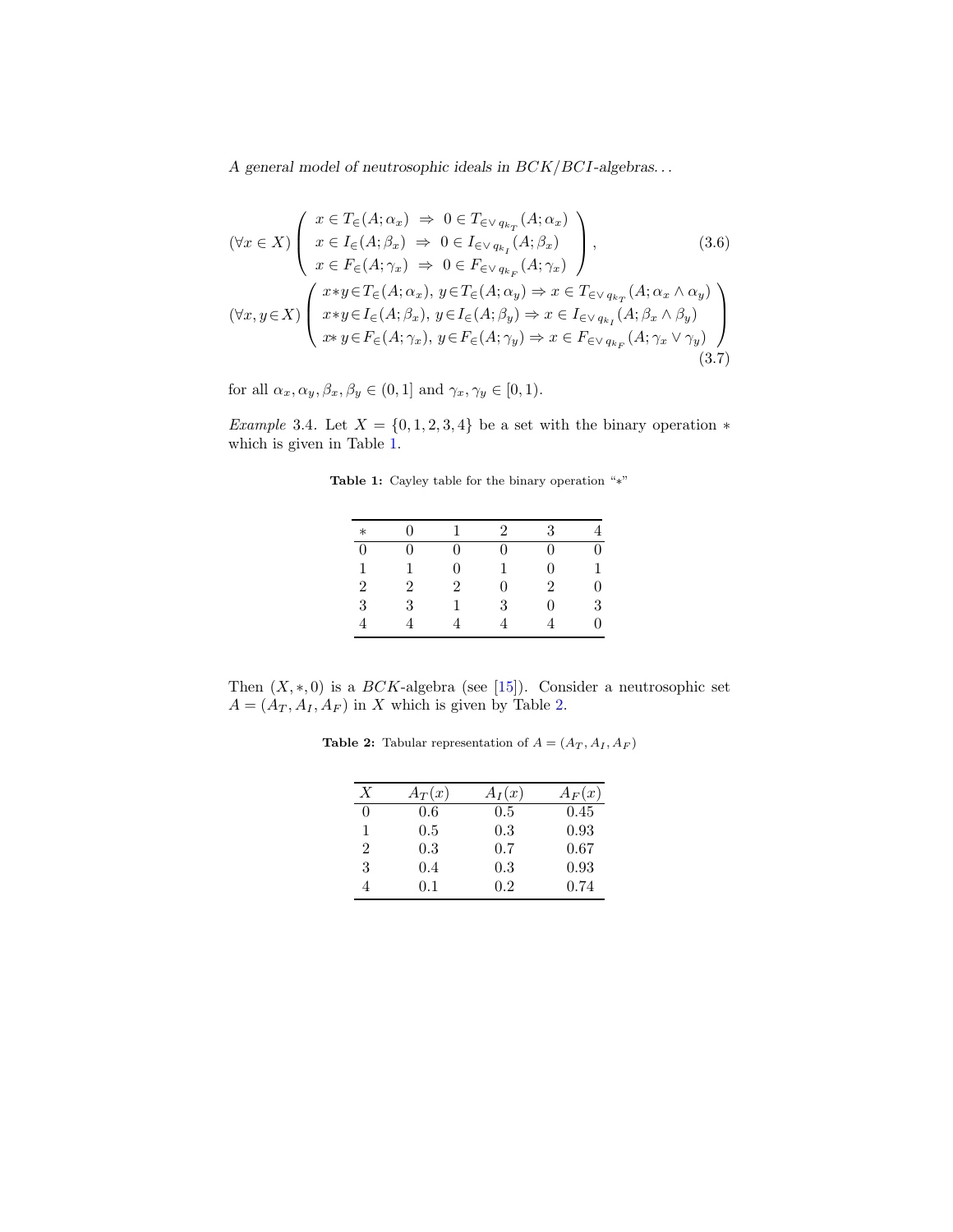$$(\forall x \in X) \left( \begin{array}{l} x \in T_{\in}(A; \alpha_x) \;\Rightarrow\; 0 \in T_{\in\vee\, q_{k_T}}(A; \alpha_x) \\ x \in I_{\in}(A; \beta_x) \;\Rightarrow\; 0 \in I_{\in\vee\, q_{k_I}}(A; \beta_x) \\ x \in F_{\in}(A; \gamma_x) \;\Rightarrow\; 0 \in F_{\in\vee\, q_{k_F}}(A; \gamma_x) \end{array} \right), \tag{3.6}$$

$$(\forall x, y \in X) \left( \begin{array}{l} x * y \in T_{\in}(A; \alpha_x),\, y \in T_{\in}(A; \alpha_y) \Rightarrow x \in T_{\in\vee\, q_{k_T}}(A; \alpha_x \wedge \alpha_y) \\ x * y \in I_{\in}(A; \beta_x),\, y \in I_{\in}(A; \beta_y) \Rightarrow x \in I_{\in\vee\, q_{k_I}}(A; \beta_x \wedge \beta_y) \\ x * y \in F_{\in}(A; \gamma_x),\, y \in F_{\in}(A; \gamma_y) \Rightarrow x \in F_{\in\vee\, q_{k_F}}(A; \gamma_x \vee \gamma_y) \end{array} \right) \tag{3.7}$$

for all $\alpha_x, \alpha_y, \beta_x, \beta_y \in (0, 1]$ and $\gamma_x, \gamma_y \in [0, 1)$.

*Example* 3.4. Let $X = \{0, 1, 2, 3, 4\}$ be a set with the binary operation $*$ which is given in Table 1.

**Table 1:** Cayley table for the binary operation "$*$"

| $*$ | 0 | 1 | 2 | 3 | 4 |
|---|---|---|---|---|---|
| 0 | 0 | 0 | 0 | 0 | 0 |
| 1 | 1 | 0 | 1 | 0 | 1 |
| 2 | 2 | 2 | 0 | 2 | 0 |
| 3 | 3 | 1 | 3 | 0 | 3 |
| 4 | 4 | 4 | 4 | 4 | 0 |

Then $(X, *, 0)$ is a $BCK$-algebra (see [15]). Consider a neutrosophic set $A = (A_T, A_I, A_F)$ in $X$ which is given by Table 2.

**Table 2:** Tabular representation of $A = (A_T, A_I, A_F)$

| $X$ | $A_T(x)$ | $A_I(x)$ | $A_F(x)$ |
|---|---|---|---|
| 0 | 0.6 | 0.5 | 0.45 |
| 1 | 0.5 | 0.3 | 0.93 |
| 2 | 0.3 | 0.7 | 0.67 |
| 3 | 0.4 | 0.3 | 0.93 |
| 4 | 0.1 | 0.2 | 0.74 |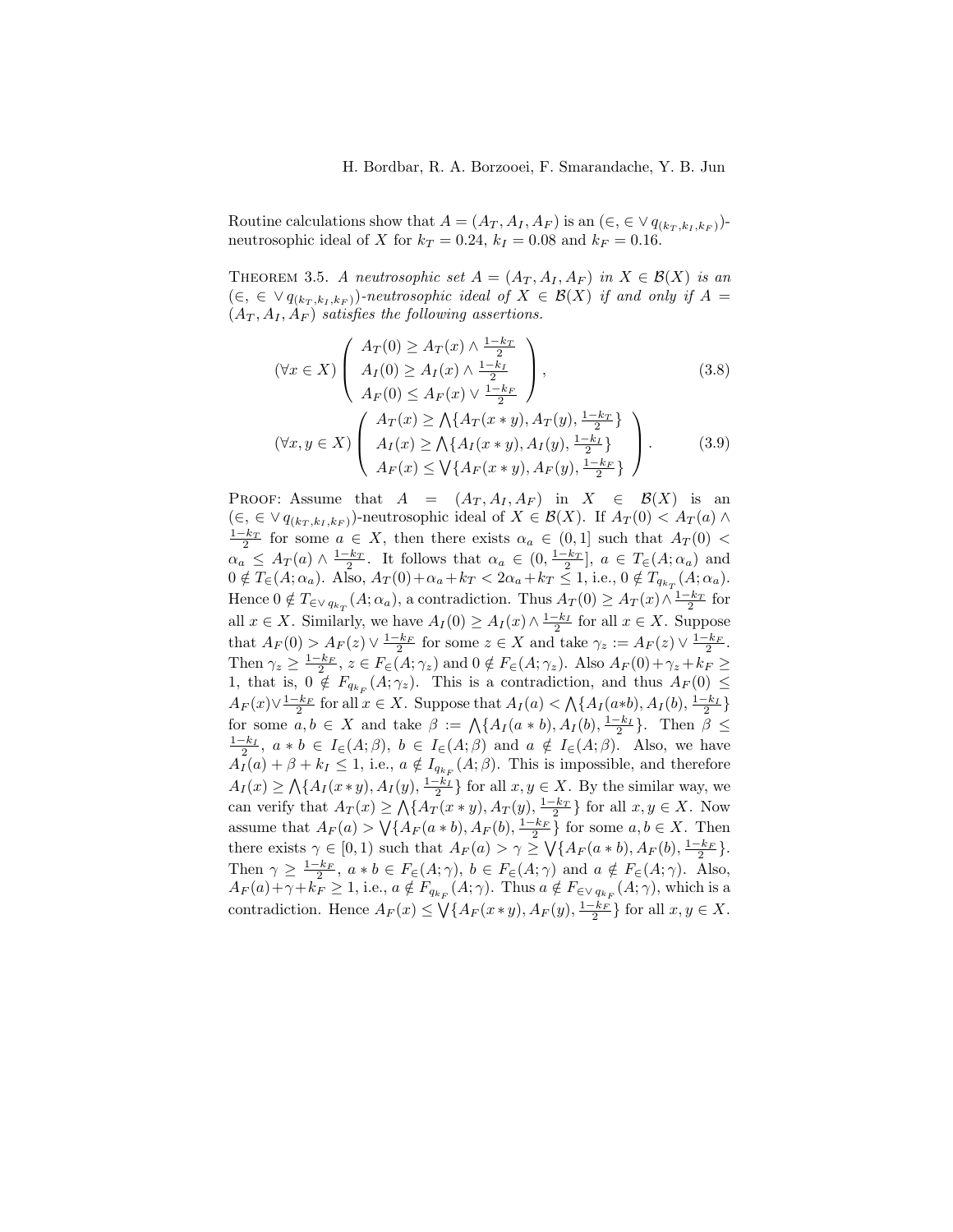Routine calculations show that $A = (A_T, A_I, A_F)$ is an $(\in, \in \vee\, q_{(k_T,k_I,k_F)})$-neutrosophic ideal of $X$ for $k_T = 0.24$, $k_I = 0.08$ and $k_F = 0.16$.

Theorem 3.5. *A neutrosophic set $A = (A_T, A_I, A_F)$ in $X \in \mathcal{B}(X)$ is an $(\in, \in \vee\, q_{(k_T,k_I,k_F)})$-neutrosophic ideal of $X \in \mathcal{B}(X)$ if and only if $A = (A_T, A_I, A_F)$ satisfies the following assertions.*

$$(\forall x \in X) \left( \begin{array}{l} A_T(0) \geq A_T(x) \wedge \frac{1-k_T}{2} \\ A_I(0) \geq A_I(x) \wedge \frac{1-k_I}{2} \\ A_F(0) \leq A_F(x) \vee \frac{1-k_F}{2} \end{array} \right), \tag{3.8}$$

$$(\forall x, y \in X) \left( \begin{array}{l} A_T(x) \geq \bigwedge\{A_T(x*y), A_T(y), \frac{1-k_T}{2}\} \\ A_I(x) \geq \bigwedge\{A_I(x*y), A_I(y), \frac{1-k_I}{2}\} \\ A_F(x) \leq \bigvee\{A_F(x*y), A_F(y), \frac{1-k_F}{2}\} \end{array} \right). \tag{3.9}$$

Proof: Assume that $A = (A_T, A_I, A_F)$ in $X \in \mathcal{B}(X)$ is an $(\in, \in \vee\, q_{(k_T,k_I,k_F)})$-neutrosophic ideal of $X \in \mathcal{B}(X)$. If $A_T(0) < A_T(a) \wedge \frac{1-k_T}{2}$ for some $a \in X$, then there exists $\alpha_a \in (0, 1]$ such that $A_T(0) < \alpha_a \leq A_T(a) \wedge \frac{1-k_T}{2}$. It follows that $\alpha_a \in (0, \frac{1-k_T}{2}]$, $a \in T_\in(A; \alpha_a)$ and $0 \notin T_\in(A; \alpha_a)$. Also, $A_T(0)+\alpha_a+k_T < 2\alpha_a+k_T \leq 1$, i.e., $0 \notin T_{q_{k_T}}(A; \alpha_a)$. Hence $0 \notin T_{\in\vee\, q_{k_T}}(A; \alpha_a)$, a contradiction. Thus $A_T(0) \geq A_T(x) \wedge \frac{1-k_T}{2}$ for all $x \in X$. Similarly, we have $A_I(0) \geq A_I(x) \wedge \frac{1-k_I}{2}$ for all $x \in X$. Suppose that $A_F(0) > A_F(z) \vee \frac{1-k_F}{2}$ for some $z \in X$ and take $\gamma_z := A_F(z) \vee \frac{1-k_F}{2}$. Then $\gamma_z \geq \frac{1-k_F}{2}$, $z \in F_\in(A; \gamma_z)$ and $0 \notin F_\in(A; \gamma_z)$. Also $A_F(0)+\gamma_z+k_F \geq 1$, that is, $0 \notin F_{q_{k_F}}(A; \gamma_z)$. This is a contradiction, and thus $A_F(0) \leq A_F(x) \vee \frac{1-k_F}{2}$ for all $x \in X$. Suppose that $A_I(a) < \bigwedge\{A_I(a*b), A_I(b), \frac{1-k_I}{2}\}$ for some $a, b \in X$ and take $\beta := \bigwedge\{A_I(a*b), A_I(b), \frac{1-k_I}{2}\}$. Then $\beta \leq \frac{1-k_I}{2}$, $a*b \in I_\in(A; \beta)$, $b \in I_\in(A; \beta)$ and $a \notin I_\in(A; \beta)$. Also, we have $A_I(a) + \beta + k_I \leq 1$, i.e., $a \notin I_{q_{k_F}}(A; \beta)$. This is impossible, and therefore $A_I(x) \geq \bigwedge\{A_I(x*y), A_I(y), \frac{1-k_I}{2}\}$ for all $x, y \in X$. By the similar way, we can verify that $A_T(x) \geq \bigwedge\{A_T(x*y), A_T(y), \frac{1-k_T}{2}\}$ for all $x, y \in X$. Now assume that $A_F(a) > \bigvee\{A_F(a*b), A_F(b), \frac{1-k_F}{2}\}$ for some $a, b \in X$. Then there exists $\gamma \in [0, 1)$ such that $A_F(a) > \gamma \geq \bigvee\{A_F(a*b), A_F(b), \frac{1-k_F}{2}\}$. Then $\gamma \geq \frac{1-k_F}{2}$, $a*b \in F_\in(A; \gamma)$, $b \in F_\in(A; \gamma)$ and $a \notin F_\in(A; \gamma)$. Also, $A_F(a)+\gamma+k_F \geq 1$, i.e., $a \notin F_{q_{k_F}}(A; \gamma)$. Thus $a \notin F_{\in\vee\, q_{k_F}}(A; \gamma)$, which is a contradiction. Hence $A_F(x) \leq \bigvee\{A_F(x*y), A_F(y), \frac{1-k_F}{2}\}$ for all $x, y \in X$.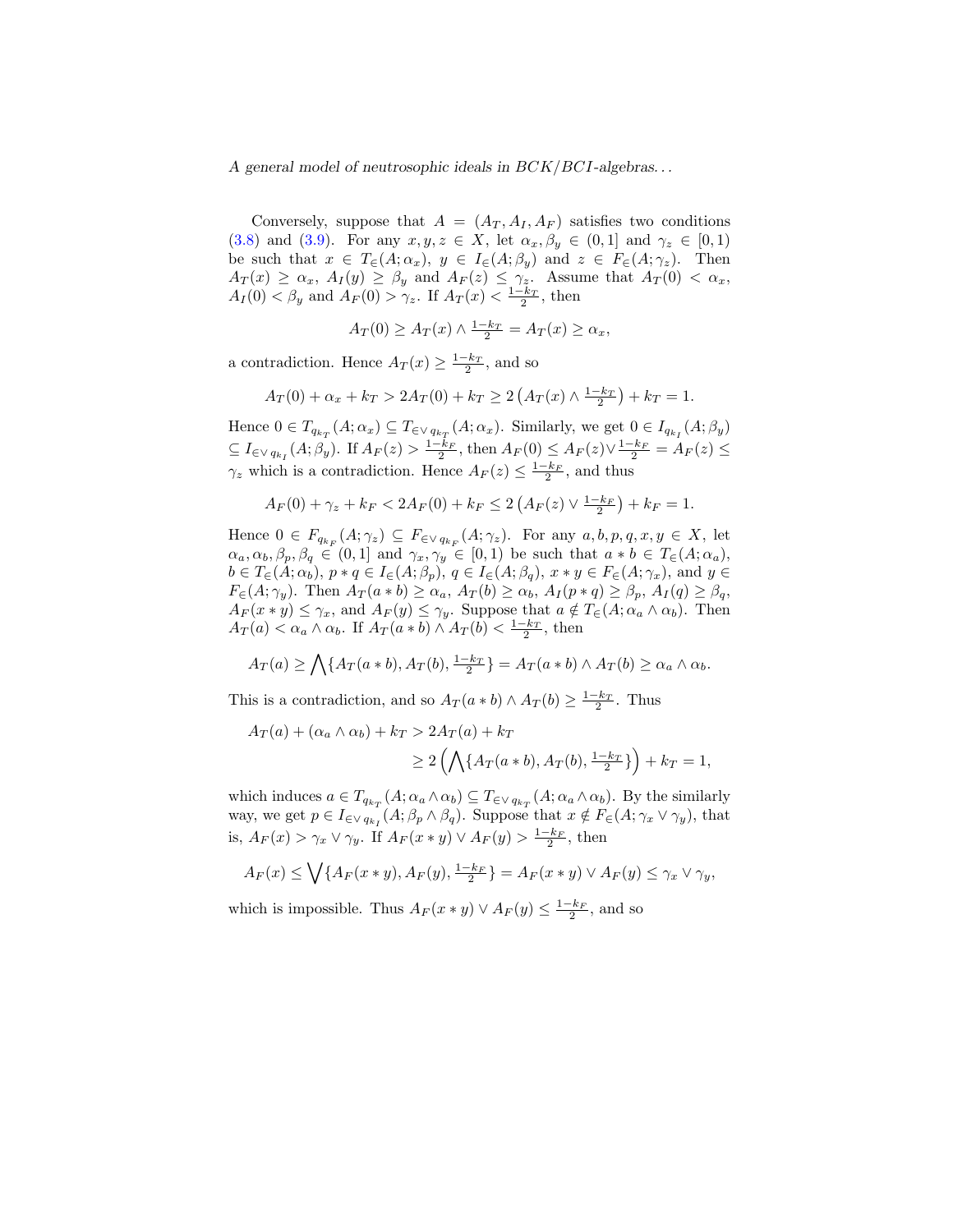Conversely, suppose that $A = (A_T, A_I, A_F)$ satisfies two conditions (3.8) and (3.9). For any $x, y, z \in X$, let $\alpha_x, \beta_y \in (0, 1]$ and $\gamma_z \in [0, 1)$ be such that $x \in T_\in(A; \alpha_x)$, $y \in I_\in(A; \beta_y)$ and $z \in F_\in(A; \gamma_z)$. Then $A_T(x) \geq \alpha_x$, $A_I(y) \geq \beta_y$ and $A_F(z) \leq \gamma_z$. Assume that $A_T(0) < \alpha_x$, $A_I(0) < \beta_y$ and $A_F(0) > \gamma_z$. If $A_T(x) < \frac{1-k_T}{2}$, then

$$A_T(0) \geq A_T(x) \wedge \tfrac{1-k_T}{2} = A_T(x) \geq \alpha_x,$$

a contradiction. Hence $A_T(x) \geq \frac{1-k_T}{2}$, and so

$$A_T(0) + \alpha_x + k_T > 2A_T(0) + k_T \geq 2\left(A_T(x) \wedge \tfrac{1-k_T}{2}\right) + k_T = 1.$$

Hence $0 \in T_{q_{k_T}}(A; \alpha_x) \subseteq T_{\in\vee\, q_{k_T}}(A; \alpha_x)$. Similarly, we get $0 \in I_{q_{k_I}}(A; \beta_y) \subseteq I_{\in\vee\, q_{k_I}}(A; \beta_y)$. If $A_F(z) > \frac{1-k_F}{2}$, then $A_F(0) \leq A_F(z) \vee \frac{1-k_F}{2} = A_F(z) \leq \gamma_z$ which is a contradiction. Hence $A_F(z) \leq \frac{1-k_F}{2}$, and thus

$$A_F(0) + \gamma_z + k_F < 2A_F(0) + k_F \leq 2\left(A_F(z) \vee \tfrac{1-k_F}{2}\right) + k_F = 1.$$

Hence $0 \in F_{q_{k_F}}(A; \gamma_z) \subseteq F_{\in\vee\, q_{k_F}}(A; \gamma_z)$. For any $a, b, p, q, x, y \in X$, let $\alpha_a, \alpha_b, \beta_p, \beta_q \in (0, 1]$ and $\gamma_x, \gamma_y \in [0, 1)$ be such that $a * b \in T_\in(A; \alpha_a)$, $b \in T_\in(A; \alpha_b)$, $p * q \in I_\in(A; \beta_p)$, $q \in I_\in(A; \beta_q)$, $x * y \in F_\in(A; \gamma_x)$, and $y \in F_\in(A; \gamma_y)$. Then $A_T(a * b) \geq \alpha_a$, $A_T(b) \geq \alpha_b$, $A_I(p * q) \geq \beta_p$, $A_I(q) \geq \beta_q$, $A_F(x * y) \leq \gamma_x$, and $A_F(y) \leq \gamma_y$. Suppose that $a \notin T_\in(A; \alpha_a \wedge \alpha_b)$. Then $A_T(a) < \alpha_a \wedge \alpha_b$. If $A_T(a * b) \wedge A_T(b) < \frac{1-k_T}{2}$, then

$$A_T(a) \geq \bigwedge\{A_T(a * b), A_T(b), \tfrac{1-k_T}{2}\} = A_T(a * b) \wedge A_T(b) \geq \alpha_a \wedge \alpha_b.$$

This is a contradiction, and so $A_T(a * b) \wedge A_T(b) \geq \frac{1-k_T}{2}$. Thus

$$\begin{aligned} A_T(a) + (\alpha_a \wedge \alpha_b) + k_T &> 2A_T(a) + k_T \\ &\geq 2\left(\bigwedge\{A_T(a * b), A_T(b), \tfrac{1-k_T}{2}\}\right) + k_T = 1, \end{aligned}$$

which induces $a \in T_{q_{k_T}}(A; \alpha_a \wedge \alpha_b) \subseteq T_{\in\vee\, q_{k_T}}(A; \alpha_a \wedge \alpha_b)$. By the similarly way, we get $p \in I_{\in\vee\, q_{k_I}}(A; \beta_p \wedge \beta_q)$. Suppose that $x \notin F_\in(A; \gamma_x \vee \gamma_y)$, that is, $A_F(x) > \gamma_x \vee \gamma_y$. If $A_F(x * y) \vee A_F(y) > \frac{1-k_F}{2}$, then

$$A_F(x) \leq \bigvee\{A_F(x * y), A_F(y), \tfrac{1-k_F}{2}\} = A_F(x * y) \vee A_F(y) \leq \gamma_x \vee \gamma_y,$$

which is impossible. Thus $A_F(x * y) \vee A_F(y) \leq \frac{1-k_F}{2}$, and so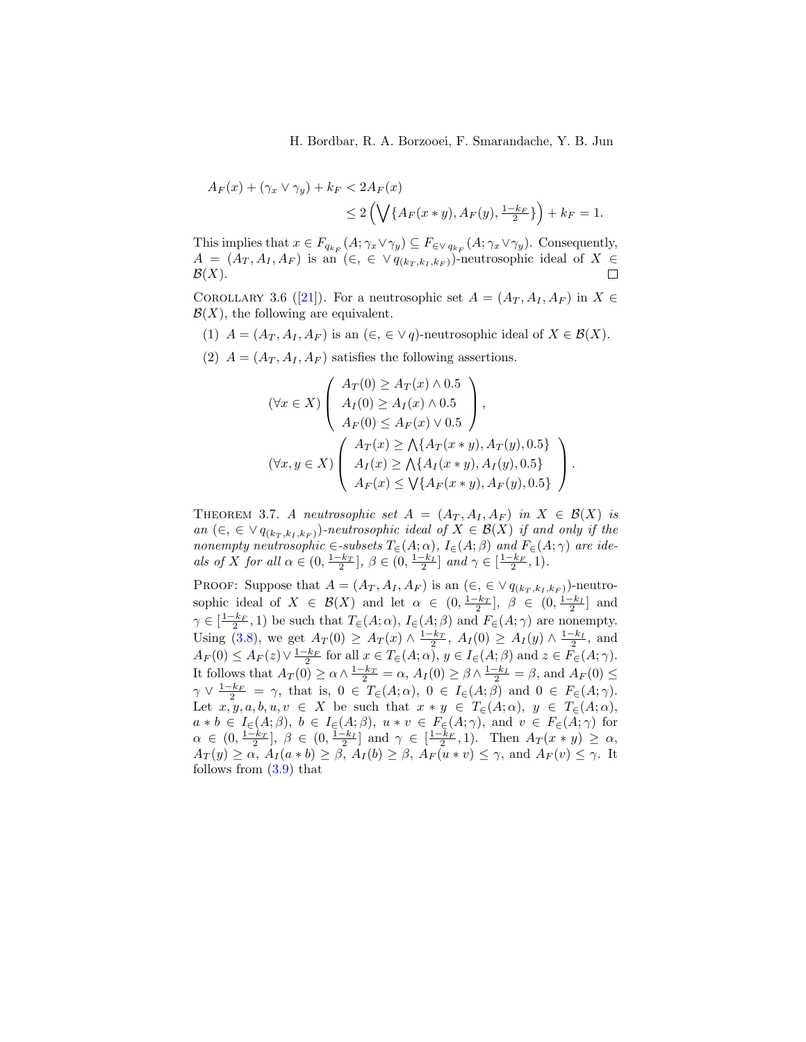$$
\begin{aligned}
A_F(x) + (\gamma_x \vee \gamma_y) + k_F &< 2A_F(x) \\
&\leq 2\left(\bigvee\{A_F(x*y), A_F(y), \tfrac{1-k_F}{2}\}\right) + k_F = 1.
\end{aligned}
$$

This implies that $x \in F_{q_{k_F}}(A; \gamma_x \vee \gamma_y) \subseteq F_{\in \vee\, q_{k_F}}(A; \gamma_x \vee \gamma_y)$. Consequently, $A = (A_T, A_I, A_F)$ is an $(\in, \in \vee\, q_{(k_T,k_I,k_F)})$-neutrosophic ideal of $X \in \mathcal{B}(X)$. □

Corollary 3.6 ([21]). For a neutrosophic set $A = (A_T, A_I, A_F)$ in $X \in \mathcal{B}(X)$, the following are equivalent.

(1) $A = (A_T, A_I, A_F)$ is an $(\in, \in \vee\, q)$-neutrosophic ideal of $X \in \mathcal{B}(X)$.

(2) $A = (A_T, A_I, A_F)$ satisfies the following assertions.

$$
(\forall x \in X)\left(\begin{array}{l} A_T(0) \geq A_T(x) \wedge 0.5 \\ A_I(0) \geq A_I(x) \wedge 0.5 \\ A_F(0) \leq A_F(x) \vee 0.5 \end{array}\right),
$$

$$
(\forall x, y \in X)\left(\begin{array}{l} A_T(x) \geq \bigwedge\{A_T(x*y), A_T(y), 0.5\} \\ A_I(x) \geq \bigwedge\{A_I(x*y), A_I(y), 0.5\} \\ A_F(x) \leq \bigvee\{A_F(x*y), A_F(y), 0.5\} \end{array}\right).
$$

Theorem 3.7. *A neutrosophic set $A = (A_T, A_I, A_F)$ in $X \in \mathcal{B}(X)$ is an $(\in, \in \vee\, q_{(k_T,k_I,k_F)})$-neutrosophic ideal of $X \in \mathcal{B}(X)$ if and only if the nonempty neutrosophic $\in$-subsets $T_\in(A; \alpha)$, $I_\in(A; \beta)$ and $F_\in(A; \gamma)$ are ideals of $X$ for all $\alpha \in (0, \frac{1-k_T}{2}]$, $\beta \in (0, \frac{1-k_I}{2}]$ and $\gamma \in [\frac{1-k_F}{2}, 1)$.*

Proof: Suppose that $A = (A_T, A_I, A_F)$ is an $(\in, \in \vee\, q_{(k_T,k_I,k_F)})$-neutrosophic ideal of $X \in \mathcal{B}(X)$ and let $\alpha \in (0, \frac{1-k_T}{2}]$, $\beta \in (0, \frac{1-k_I}{2}]$ and $\gamma \in [\frac{1-k_F}{2}, 1)$ be such that $T_\in(A; \alpha)$, $I_\in(A; \beta)$ and $F_\in(A; \gamma)$ are nonempty. Using (3.8), we get $A_T(0) \geq A_T(x) \wedge \frac{1-k_T}{2}$, $A_I(0) \geq A_I(y) \wedge \frac{1-k_I}{2}$, and $A_F(0) \leq A_F(z) \vee \frac{1-k_F}{2}$ for all $x \in T_\in(A; \alpha)$, $y \in I_\in(A; \beta)$ and $z \in F_\in(A; \gamma)$. It follows that $A_T(0) \geq \alpha \wedge \frac{1-k_T}{2} = \alpha$, $A_I(0) \geq \beta \wedge \frac{1-k_I}{2} = \beta$, and $A_F(0) \leq \gamma \vee \frac{1-k_F}{2} = \gamma$, that is, $0 \in T_\in(A; \alpha)$, $0 \in I_\in(A; \beta)$ and $0 \in F_\in(A; \gamma)$. Let $x, y, a, b, u, v \in X$ be such that $x * y \in T_\in(A; \alpha)$, $y \in T_\in(A; \alpha)$, $a * b \in I_\in(A; \beta)$, $b \in I_\in(A; \beta)$, $u * v \in F_\in(A; \gamma)$, and $v \in F_\in(A; \gamma)$ for $\alpha \in (0, \frac{1-k_T}{2}]$, $\beta \in (0, \frac{1-k_I}{2}]$ and $\gamma \in [\frac{1-k_F}{2}, 1)$. Then $A_T(x * y) \geq \alpha$, $A_T(y) \geq \alpha$, $A_I(a * b) \geq \beta$, $A_I(b) \geq \beta$, $A_F(u * v) \leq \gamma$, and $A_F(v) \leq \gamma$. It follows from (3.9) that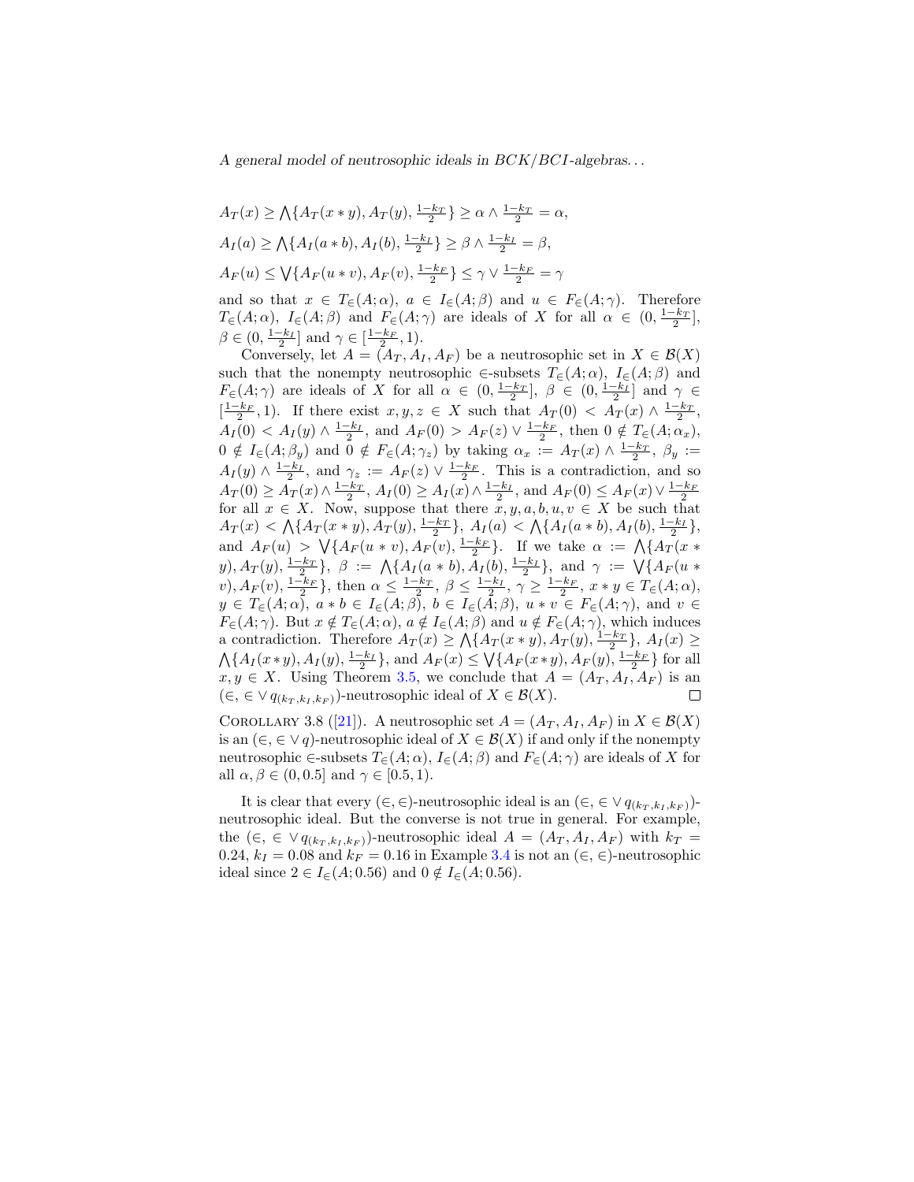$$A_T(x) \geq \bigwedge\{A_T(x*y), A_T(y), \tfrac{1-k_T}{2}\} \geq \alpha \wedge \tfrac{1-k_T}{2} = \alpha,$$

$$A_I(a) \geq \bigwedge\{A_I(a*b), A_I(b), \tfrac{1-k_I}{2}\} \geq \beta \wedge \tfrac{1-k_I}{2} = \beta,$$

$$A_F(u) \leq \bigvee\{A_F(u*v), A_F(v), \tfrac{1-k_F}{2}\} \leq \gamma \vee \tfrac{1-k_F}{2} = \gamma$$

and so that $x \in T_\in(A;\alpha)$, $a \in I_\in(A;\beta)$ and $u \in F_\in(A;\gamma)$. Therefore $T_\in(A;\alpha)$, $I_\in(A;\beta)$ and $F_\in(A;\gamma)$ are ideals of $X$ for all $\alpha \in (0, \frac{1-k_T}{2}]$, $\beta \in (0, \frac{1-k_I}{2}]$ and $\gamma \in [\frac{1-k_F}{2}, 1)$.

Conversely, let $A = (A_T, A_I, A_F)$ be a neutrosophic set in $X \in \mathcal{B}(X)$ such that the nonempty neutrosophic $\in$-subsets $T_\in(A;\alpha)$, $I_\in(A;\beta)$ and $F_\in(A;\gamma)$ are ideals of $X$ for all $\alpha \in (0, \frac{1-k_T}{2}]$, $\beta \in (0, \frac{1-k_I}{2}]$ and $\gamma \in [\frac{1-k_F}{2}, 1)$. If there exist $x, y, z \in X$ such that $A_T(0) < A_T(x) \wedge \frac{1-k_T}{2}$, $A_I(0) < A_I(y) \wedge \frac{1-k_I}{2}$, and $A_F(0) > A_F(z) \vee \frac{1-k_F}{2}$, then $0 \notin T_\in(A;\alpha_x)$, $0 \notin I_\in(A;\beta_y)$ and $0 \notin F_\in(A;\gamma_z)$ by taking $\alpha_x := A_T(x) \wedge \frac{1-k_T}{2}$, $\beta_y := A_I(y) \wedge \frac{1-k_I}{2}$, and $\gamma_z := A_F(z) \vee \frac{1-k_F}{2}$. This is a contradiction, and so $A_T(0) \geq A_T(x) \wedge \frac{1-k_T}{2}$, $A_I(0) \geq A_I(x) \wedge \frac{1-k_I}{2}$, and $A_F(0) \leq A_F(x) \vee \frac{1-k_F}{2}$ for all $x \in X$. Now, suppose that there $x, y, a, b, u, v \in X$ be such that $A_T(x) < \bigwedge\{A_T(x*y), A_T(y), \frac{1-k_T}{2}\}$, $A_I(a) < \bigwedge\{A_I(a*b), A_I(b), \frac{1-k_I}{2}\}$, and $A_F(u) > \bigvee\{A_F(u*v), A_F(v), \frac{1-k_F}{2}\}$. If we take $\alpha := \bigwedge\{A_T(x*y), A_T(y), \frac{1-k_T}{2}\}$, $\beta := \bigwedge\{A_I(a*b), A_I(b), \frac{1-k_I}{2}\}$, and $\gamma := \bigvee\{A_F(u*v), A_F(v), \frac{1-k_F}{2}\}$, then $\alpha \leq \frac{1-k_T}{2}$, $\beta \leq \frac{1-k_I}{2}$, $\gamma \geq \frac{1-k_F}{2}$, $x*y \in T_\in(A;\alpha)$, $y \in T_\in(A;\alpha)$, $a*b \in I_\in(A;\beta)$, $b \in I_\in(A;\beta)$, $u*v \in F_\in(A;\gamma)$, and $v \in F_\in(A;\gamma)$. But $x \notin T_\in(A;\alpha)$, $a \notin I_\in(A;\beta)$ and $u \notin F_\in(A;\gamma)$, which induces a contradiction. Therefore $A_T(x) \geq \bigwedge\{A_T(x*y), A_T(y), \frac{1-k_T}{2}\}$, $A_I(x) \geq \bigwedge\{A_I(x*y), A_I(y), \frac{1-k_I}{2}\}$, and $A_F(x) \leq \bigvee\{A_F(x*y), A_F(y), \frac{1-k_F}{2}\}$ for all $x, y \in X$. Using Theorem 3.5, we conclude that $A = (A_T, A_I, A_F)$ is an $(\in, \in \vee\, q_{(k_T,k_I,k_F)})$-neutrosophic ideal of $X \in \mathcal{B}(X)$. □

COROLLARY 3.8 ([21]). A neutrosophic set $A = (A_T, A_I, A_F)$ in $X \in \mathcal{B}(X)$ is an $(\in, \in \vee\, q)$-neutrosophic ideal of $X \in \mathcal{B}(X)$ if and only if the nonempty neutrosophic $\in$-subsets $T_\in(A;\alpha)$, $I_\in(A;\beta)$ and $F_\in(A;\gamma)$ are ideals of $X$ for all $\alpha, \beta \in (0, 0.5]$ and $\gamma \in [0.5, 1)$.

It is clear that every $(\in, \in)$-neutrosophic ideal is an $(\in, \in \vee\, q_{(k_T,k_I,k_F)})$-neutrosophic ideal. But the converse is not true in general. For example, the $(\in, \in \vee\, q_{(k_T,k_I,k_F)})$-neutrosophic ideal $A = (A_T, A_I, A_F)$ with $k_T = 0.24$, $k_I = 0.08$ and $k_F = 0.16$ in Example 3.4 is not an $(\in, \in)$-neutrosophic ideal since $2 \in I_\in(A; 0.56)$ and $0 \notin I_\in(A; 0.56)$.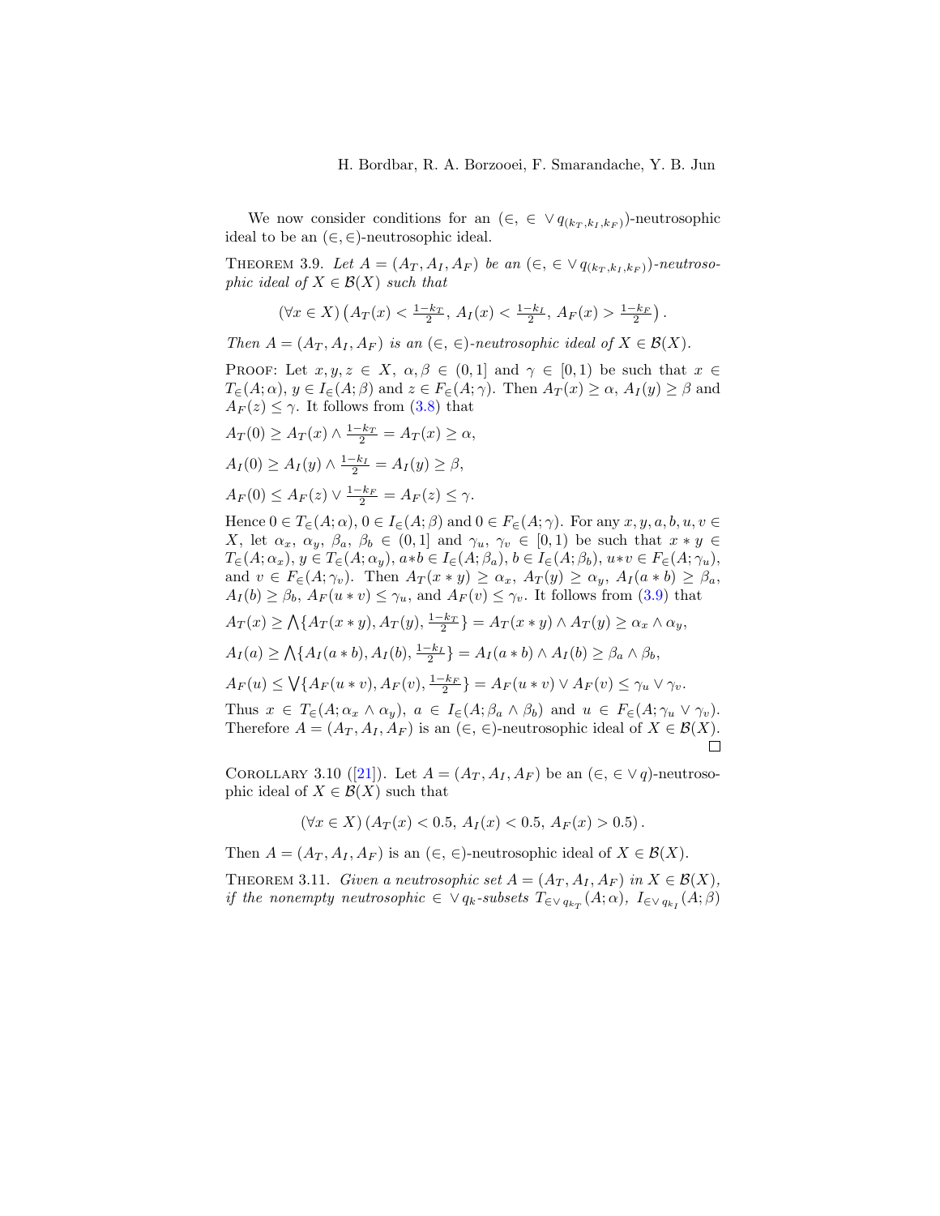We now consider conditions for an $(\in, \in \vee q_{(k_T,k_I,k_F)})$-neutrosophic ideal to be an $(\in, \in)$-neutrosophic ideal.

THEOREM 3.9. *Let $A = (A_T, A_I, A_F)$ be an $(\in, \in \vee q_{(k_T,k_I,k_F)})$-neutrosophic ideal of $X \in \mathcal{B}(X)$ such that*

$$(\forall x \in X)\left(A_T(x) < \tfrac{1-k_T}{2},\ A_I(x) < \tfrac{1-k_I}{2},\ A_F(x) > \tfrac{1-k_F}{2}\right).$$

*Then $A = (A_T, A_I, A_F)$ is an $(\in, \in)$-neutrosophic ideal of $X \in \mathcal{B}(X)$.*

PROOF: Let $x, y, z \in X$, $\alpha, \beta \in (0, 1]$ and $\gamma \in [0, 1)$ be such that $x \in T_\in(A; \alpha)$, $y \in I_\in(A; \beta)$ and $z \in F_\in(A; \gamma)$. Then $A_T(x) \geq \alpha$, $A_I(y) \geq \beta$ and $A_F(z) \leq \gamma$. It follows from (3.8) that

$$A_T(0) \geq A_T(x) \wedge \tfrac{1-k_T}{2} = A_T(x) \geq \alpha,$$

$$A_I(0) \geq A_I(y) \wedge \tfrac{1-k_I}{2} = A_I(y) \geq \beta,$$

$$A_F(0) \leq A_F(z) \vee \tfrac{1-k_F}{2} = A_F(z) \leq \gamma.$$

Hence $0 \in T_\in(A; \alpha)$, $0 \in I_\in(A; \beta)$ and $0 \in F_\in(A; \gamma)$. For any $x, y, a, b, u, v \in X$, let $\alpha_x$, $\alpha_y$, $\beta_a$, $\beta_b \in (0, 1]$ and $\gamma_u$, $\gamma_v \in [0, 1)$ be such that $x * y \in T_\in(A; \alpha_x)$, $y \in T_\in(A; \alpha_y)$, $a * b \in I_\in(A; \beta_a)$, $b \in I_\in(A; \beta_b)$, $u * v \in F_\in(A; \gamma_u)$, and $v \in F_\in(A; \gamma_v)$. Then $A_T(x * y) \geq \alpha_x$, $A_T(y) \geq \alpha_y$, $A_I(a * b) \geq \beta_a$, $A_I(b) \geq \beta_b$, $A_F(u * v) \leq \gamma_u$, and $A_F(v) \leq \gamma_v$. It follows from (3.9) that

$$A_T(x) \geq \bigwedge\{A_T(x * y), A_T(y), \tfrac{1-k_T}{2}\} = A_T(x * y) \wedge A_T(y) \geq \alpha_x \wedge \alpha_y,$$

$$A_I(a) \geq \bigwedge\{A_I(a * b), A_I(b), \tfrac{1-k_I}{2}\} = A_I(a * b) \wedge A_I(b) \geq \beta_a \wedge \beta_b,$$

$$A_F(u) \leq \bigvee\{A_F(u * v), A_F(v), \tfrac{1-k_F}{2}\} = A_F(u * v) \vee A_F(v) \leq \gamma_u \vee \gamma_v.$$

Thus $x \in T_\in(A; \alpha_x \wedge \alpha_y)$, $a \in I_\in(A; \beta_a \wedge \beta_b)$ and $u \in F_\in(A; \gamma_u \vee \gamma_v)$. Therefore $A = (A_T, A_I, A_F)$ is an $(\in, \in)$-neutrosophic ideal of $X \in \mathcal{B}(X)$. □

COROLLARY 3.10 ([21]). Let $A = (A_T, A_I, A_F)$ be an $(\in, \in \vee q)$-neutrosophic ideal of $X \in \mathcal{B}(X)$ such that

$$(\forall x \in X)\left(A_T(x) < 0.5,\ A_I(x) < 0.5,\ A_F(x) > 0.5\right).$$

Then $A = (A_T, A_I, A_F)$ is an $(\in, \in)$-neutrosophic ideal of $X \in \mathcal{B}(X)$.

THEOREM 3.11. *Given a neutrosophic set $A = (A_T, A_I, A_F)$ in $X \in \mathcal{B}(X)$, if the nonempty neutrosophic $\in \vee q_k$-subsets $T_{\in \vee q_{k_T}}(A; \alpha)$, $I_{\in \vee q_{k_I}}(A; \beta)$*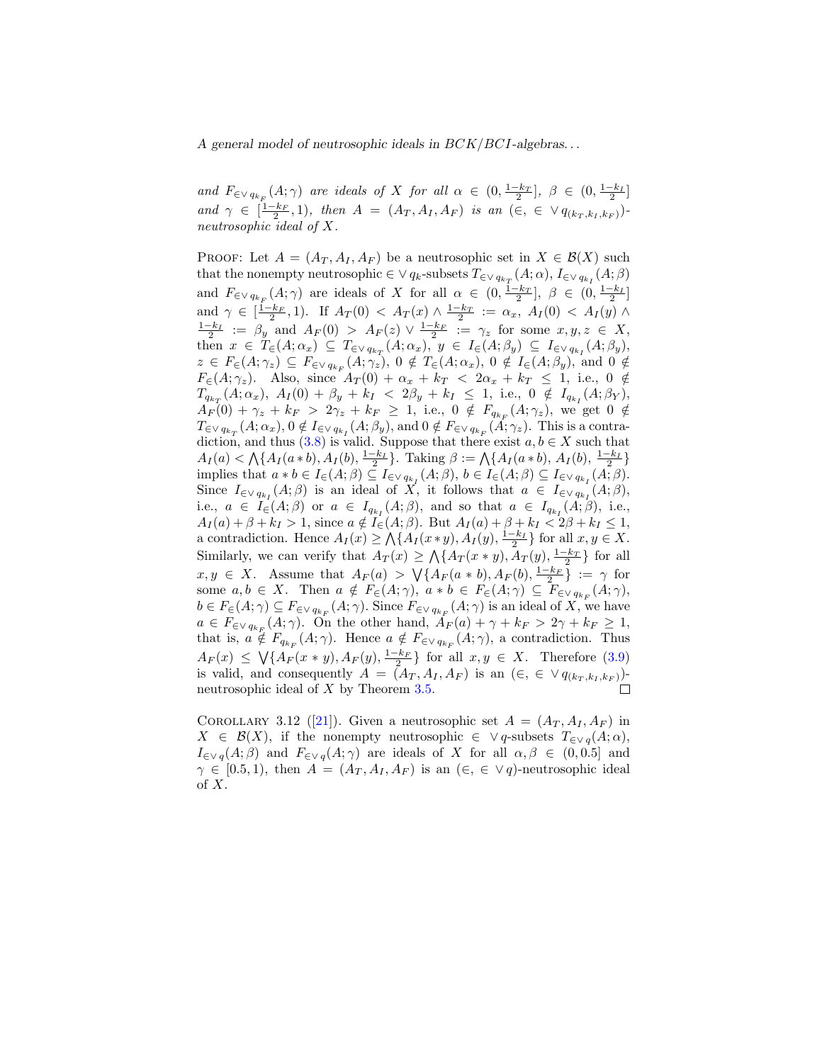*and $F_{\in\vee\, q_{k_F}}(A;\gamma)$ are ideals of $X$ for all $\alpha \in (0, \frac{1-k_T}{2}]$, $\beta \in (0, \frac{1-k_I}{2}]$ and $\gamma \in [\frac{1-k_F}{2}, 1)$, then $A = (A_T, A_I, A_F)$ is an $(\in, \in\vee\, q_{(k_T,k_I,k_F)})$-neutrosophic ideal of $X$.*

Proof: Let $A = (A_T, A_I, A_F)$ be a neutrosophic set in $X \in \mathcal{B}(X)$ such that the nonempty neutrosophic $\in\vee\, q_k$-subsets $T_{\in\vee\, q_{k_T}}(A;\alpha)$, $I_{\in\vee\, q_{k_I}}(A;\beta)$ and $F_{\in\vee\, q_{k_F}}(A;\gamma)$ are ideals of $X$ for all $\alpha \in (0, \frac{1-k_T}{2}]$, $\beta \in (0, \frac{1-k_I}{2}]$ and $\gamma \in [\frac{1-k_F}{2}, 1)$. If $A_T(0) < A_T(x) \wedge \frac{1-k_T}{2} := \alpha_x$, $A_I(0) < A_I(y) \wedge \frac{1-k_I}{2} := \beta_y$ and $A_F(0) > A_F(z) \vee \frac{1-k_F}{2} := \gamma_z$ for some $x, y, z \in X$, then $x \in T_{\in}(A;\alpha_x) \subseteq T_{\in\vee\, q_{k_T}}(A;\alpha_x)$, $y \in I_{\in}(A;\beta_y) \subseteq I_{\in\vee\, q_{k_I}}(A;\beta_y)$, $z \in F_{\in}(A;\gamma_z) \subseteq F_{\in\vee\, q_{k_F}}(A;\gamma_z)$, $0 \notin T_{\in}(A;\alpha_x)$, $0 \notin I_{\in}(A;\beta_y)$, and $0 \notin F_{\in}(A;\gamma_z)$. Also, since $A_T(0) + \alpha_x + k_T < 2\alpha_x + k_T \leq 1$, i.e., $0 \notin T_{q_{k_T}}(A;\alpha_x)$, $A_I(0) + \beta_y + k_I < 2\beta_y + k_I \leq 1$, i.e., $0 \notin I_{q_{k_I}}(A;\beta_Y)$, $A_F(0) + \gamma_z + k_F > 2\gamma_z + k_F \geq 1$, i.e., $0 \notin F_{q_{k_F}}(A;\gamma_z)$, we get $0 \notin T_{\in\vee\, q_{k_T}}(A;\alpha_x)$, $0 \notin I_{\in\vee\, q_{k_I}}(A;\beta_y)$, and $0 \notin F_{\in\vee\, q_{k_F}}(A;\gamma_z)$. This is a contradiction, and thus (3.8) is valid. Suppose that there exist $a, b \in X$ such that $A_I(a) < \bigwedge\{A_I(a*b), A_I(b), \frac{1-k_I}{2}\}$. Taking $\beta := \bigwedge\{A_I(a*b), A_I(b), \frac{1-k_I}{2}\}$ implies that $a*b \in I_{\in}(A;\beta) \subseteq I_{\in\vee\, q_{k_I}}(A;\beta)$, $b \in I_{\in}(A;\beta) \subseteq I_{\in\vee\, q_{k_I}}(A;\beta)$. Since $I_{\in\vee\, q_{k_I}}(A;\beta)$ is an ideal of $X$, it follows that $a \in I_{\in\vee\, q_{k_I}}(A;\beta)$, i.e., $a \in I_{\in}(A;\beta)$ or $a \in I_{q_{k_I}}(A;\beta)$, and so that $a \in I_{q_{k_I}}(A;\beta)$, i.e., $A_I(a) + \beta + k_I > 1$, since $a \notin I_{\in}(A;\beta)$. But $A_I(a) + \beta + k_I < 2\beta + k_I \leq 1$, a contradiction. Hence $A_I(x) \geq \bigwedge\{A_I(x*y), A_I(y), \frac{1-k_I}{2}\}$ for all $x, y \in X$. Similarly, we can verify that $A_T(x) \geq \bigwedge\{A_T(x*y), A_T(y), \frac{1-k_T}{2}\}$ for all $x, y \in X$. Assume that $A_F(a) > \bigvee\{A_F(a*b), A_F(b), \frac{1-k_F}{2}\} := \gamma$ for some $a, b \in X$. Then $a \notin F_{\in}(A;\gamma)$, $a*b \in F_{\in}(A;\gamma) \subseteq F_{\in\vee\, q_{k_F}}(A;\gamma)$, $b \in F_{\in}(A;\gamma) \subseteq F_{\in\vee\, q_{k_F}}(A;\gamma)$. Since $F_{\in\vee\, q_{k_F}}(A;\gamma)$ is an ideal of $X$, we have $a \in F_{\in\vee\, q_{k_F}}(A;\gamma)$. On the other hand, $A_F(a) + \gamma + k_F > 2\gamma + k_F \geq 1$, that is, $a \notin F_{q_{k_F}}(A;\gamma)$. Hence $a \notin F_{\in\vee\, q_{k_F}}(A;\gamma)$, a contradiction. Thus $A_F(x) \leq \bigvee\{A_F(x*y), A_F(y), \frac{1-k_F}{2}\}$ for all $x, y \in X$. Therefore (3.9) is valid, and consequently $A = (A_T, A_I, A_F)$ is an $(\in, \in\vee\, q_{(k_T,k_I,k_F)})$-neutrosophic ideal of $X$ by Theorem 3.5. $\square$

Corollary 3.12 ([21]). *Given a neutrosophic set $A = (A_T, A_I, A_F)$ in $X \in \mathcal{B}(X)$, if the nonempty neutrosophic $\in\vee\, q$-subsets $T_{\in\vee\, q}(A;\alpha)$, $I_{\in\vee\, q}(A;\beta)$ and $F_{\in\vee\, q}(A;\gamma)$ are ideals of $X$ for all $\alpha, \beta \in (0, 0.5]$ and $\gamma \in [0.5, 1)$, then $A = (A_T, A_I, A_F)$ is an $(\in, \in\vee\, q)$-neutrosophic ideal of $X$.*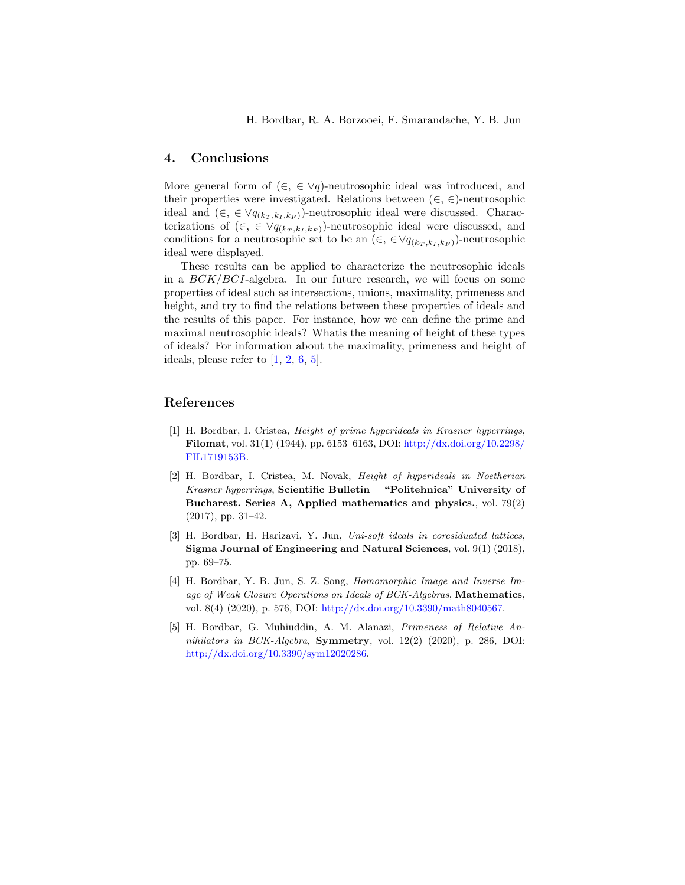## 4. Conclusions

More general form of $(\in, \in \vee q)$-neutrosophic ideal was introduced, and their properties were investigated. Relations between $(\in, \in)$-neutrosophic ideal and $(\in, \in \vee q_{(k_T, k_I, k_F)})$-neutrosophic ideal were discussed. Characterizations of $(\in, \in \vee q_{(k_T, k_I, k_F)})$-neutrosophic ideal were discussed, and conditions for a neutrosophic set to be an $(\in, \in \vee q_{(k_T, k_I, k_F)})$-neutrosophic ideal were displayed.

These results can be applied to characterize the neutrosophic ideals in a $BCK/BCI$-algebra. In our future research, we will focus on some properties of ideal such as intersections, unions, maximality, primeness and height, and try to find the relations between these properties of ideals and the results of this paper. For instance, how we can define the prime and maximal neutrosophic ideals? Whatis the meaning of height of these types of ideals? For information about the maximality, primeness and height of ideals, please refer to [1, 2, 6, 5].

## References

[1] H. Bordbar, I. Cristea, *Height of prime hyperideals in Krasner hyperrings*, **Filomat**, vol. 31(1) (1944), pp. 6153–6163, DOI: http://dx.doi.org/10.2298/FIL1719153B.

[2] H. Bordbar, I. Cristea, M. Novak, *Height of hyperideals in Noetherian Krasner hyperrings*, **Scientific Bulletin – "Politehnica" University of Bucharest. Series A, Applied mathematics and physics.**, vol. 79(2) (2017), pp. 31–42.

[3] H. Bordbar, H. Harizavi, Y. Jun, *Uni-soft ideals in coresiduated lattices*, **Sigma Journal of Engineering and Natural Sciences**, vol. 9(1) (2018), pp. 69–75.

[4] H. Bordbar, Y. B. Jun, S. Z. Song, *Homomorphic Image and Inverse Image of Weak Closure Operations on Ideals of BCK-Algebras*, **Mathematics**, vol. 8(4) (2020), p. 576, DOI: http://dx.doi.org/10.3390/math8040567.

[5] H. Bordbar, G. Muhiuddin, A. M. Alanazi, *Primeness of Relative Annihilators in BCK-Algebra*, **Symmetry**, vol. 12(2) (2020), p. 286, DOI: http://dx.doi.org/10.3390/sym12020286.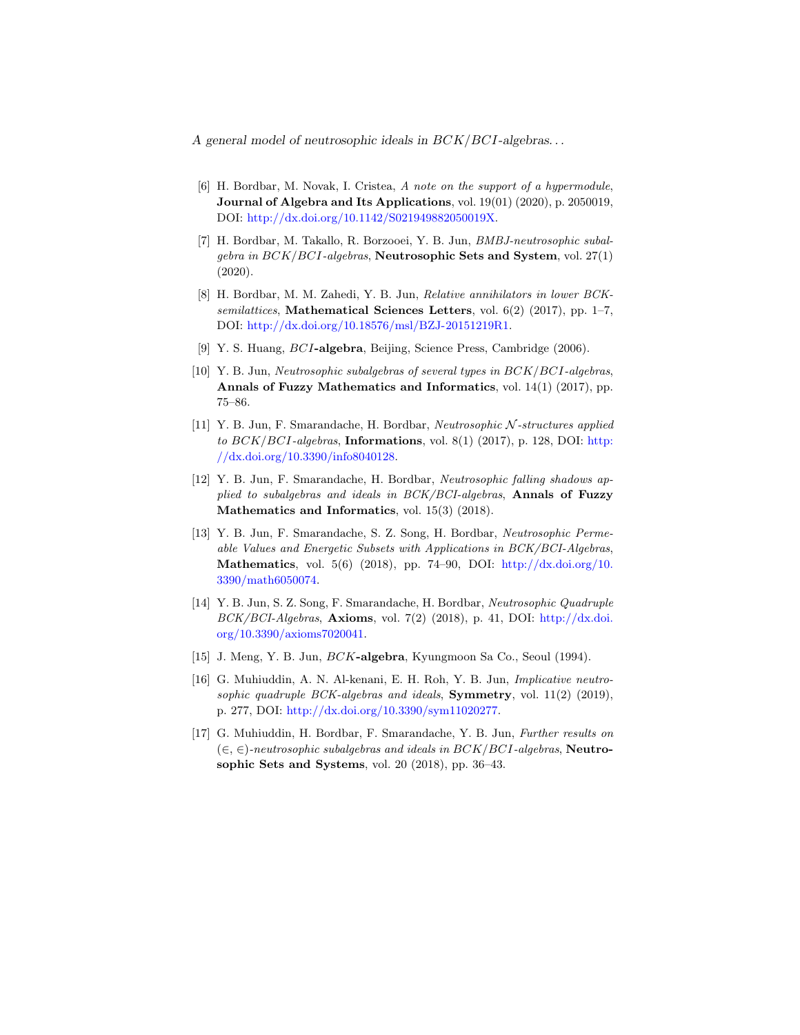[6] H. Bordbar, M. Novak, I. Cristea, *A note on the support of a hypermodule*, **Journal of Algebra and Its Applications**, vol. 19(01) (2020), p. 2050019, DOI: http://dx.doi.org/10.1142/S021949882050019X.

[7] H. Bordbar, M. Takallo, R. Borzooei, Y. B. Jun, *BMBJ-neutrosophic subalgebra in $BCK/BCI$-algebras*, **Neutrosophic Sets and System**, vol. 27(1) (2020).

[8] H. Bordbar, M. M. Zahedi, Y. B. Jun, *Relative annihilators in lower BCK-semilattices*, **Mathematical Sciences Letters**, vol. 6(2) (2017), pp. 1–7, DOI: http://dx.doi.org/10.18576/msl/BZJ-20151219R1.

[9] Y. S. Huang, ***BCI*-algebra**, Beijing, Science Press, Cambridge (2006).

[10] Y. B. Jun, *Neutrosophic subalgebras of several types in $BCK/BCI$-algebras*, **Annals of Fuzzy Mathematics and Informatics**, vol. 14(1) (2017), pp. 75–86.

[11] Y. B. Jun, F. Smarandache, H. Bordbar, *Neutrosophic $\mathcal{N}$-structures applied to $BCK/BCI$-algebras*, **Informations**, vol. 8(1) (2017), p. 128, DOI: http://dx.doi.org/10.3390/info8040128.

[12] Y. B. Jun, F. Smarandache, H. Bordbar, *Neutrosophic falling shadows applied to subalgebras and ideals in BCK/BCI-algebras*, **Annals of Fuzzy Mathematics and Informatics**, vol. 15(3) (2018).

[13] Y. B. Jun, F. Smarandache, S. Z. Song, H. Bordbar, *Neutrosophic Permeable Values and Energetic Subsets with Applications in BCK/BCI-Algebras*, **Mathematics**, vol. 5(6) (2018), pp. 74–90, DOI: http://dx.doi.org/10.3390/math6050074.

[14] Y. B. Jun, S. Z. Song, F. Smarandache, H. Bordbar, *Neutrosophic Quadruple BCK/BCI-Algebras*, **Axioms**, vol. 7(2) (2018), p. 41, DOI: http://dx.doi.org/10.3390/axioms7020041.

[15] J. Meng, Y. B. Jun, ***BCK*-algebra**, Kyungmoon Sa Co., Seoul (1994).

[16] G. Muhiuddin, A. N. Al-kenani, E. H. Roh, Y. B. Jun, *Implicative neutrosophic quadruple BCK-algebras and ideals*, **Symmetry**, vol. 11(2) (2019), p. 277, DOI: http://dx.doi.org/10.3390/sym11020277.

[17] G. Muhiuddin, H. Bordbar, F. Smarandache, Y. B. Jun, *Further results on $(\in, \in)$-neutrosophic subalgebras and ideals in $BCK/BCI$-algebras*, **Neutrosophic Sets and Systems**, vol. 20 (2018), pp. 36–43.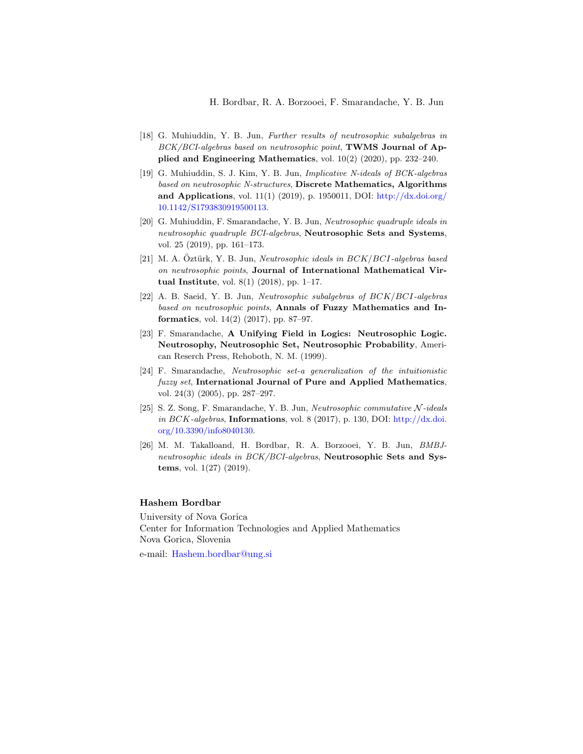[18] G. Muhiuddin, Y. B. Jun, *Further results of neutrosophic subalgebras in BCK/BCI-algebras based on neutrosophic point*, **TWMS Journal of Applied and Engineering Mathematics**, vol. 10(2) (2020), pp. 232–240.

[19] G. Muhiuddin, S. J. Kim, Y. B. Jun, *Implicative N-ideals of BCK-algebras based on neutrosophic N-structures*, **Discrete Mathematics, Algorithms and Applications**, vol. 11(1) (2019), p. 1950011, DOI: http://dx.doi.org/10.1142/S1793830919500113.

[20] G. Muhiuddin, F. Smarandache, Y. B. Jun, *Neutrosophic quadruple ideals in neutrosophic quadruple BCI-algebras*, **Neutrosophic Sets and Systems**, vol. 25 (2019), pp. 161–173.

[21] M. A. Öztürk, Y. B. Jun, *Neutrosophic ideals in BCK/BCI-algebras based on neutrosophic points*, **Journal of International Mathematical Virtual Institute**, vol. 8(1) (2018), pp. 1–17.

[22] A. B. Saeid, Y. B. Jun, *Neutrosophic subalgebras of BCK/BCI-algebras based on neutrosophic points*, **Annals of Fuzzy Mathematics and Informatics**, vol. 14(2) (2017), pp. 87–97.

[23] F. Smarandache, **A Unifying Field in Logics: Neutrosophic Logic. Neutrosophy, Neutrosophic Set, Neutrosophic Probability**, American Reserch Press, Rehoboth, N. M. (1999).

[24] F. Smarandache, *Neutrosophic set-a generalization of the intuitionistic fuzzy set*, **International Journal of Pure and Applied Mathematics**, vol. 24(3) (2005), pp. 287–297.

[25] S. Z. Song, F. Smarandache, Y. B. Jun, *Neutrosophic commutative $\mathcal{N}$-ideals in BCK-algebras*, **Informations**, vol. 8 (2017), p. 130, DOI: http://dx.doi.org/10.3390/info8040130.

[26] M. M. Takalloand, H. Bordbar, R. A. Borzooei, Y. B. Jun, *BMBJ-neutrosophic ideals in BCK/BCI-algebras*, **Neutrosophic Sets and Systems**, vol. 1(27) (2019).

**Hashem Bordbar**

University of Nova Gorica
Center for Information Technologies and Applied Mathematics
Nova Gorica, Slovenia

e-mail: Hashem.bordbar@ung.si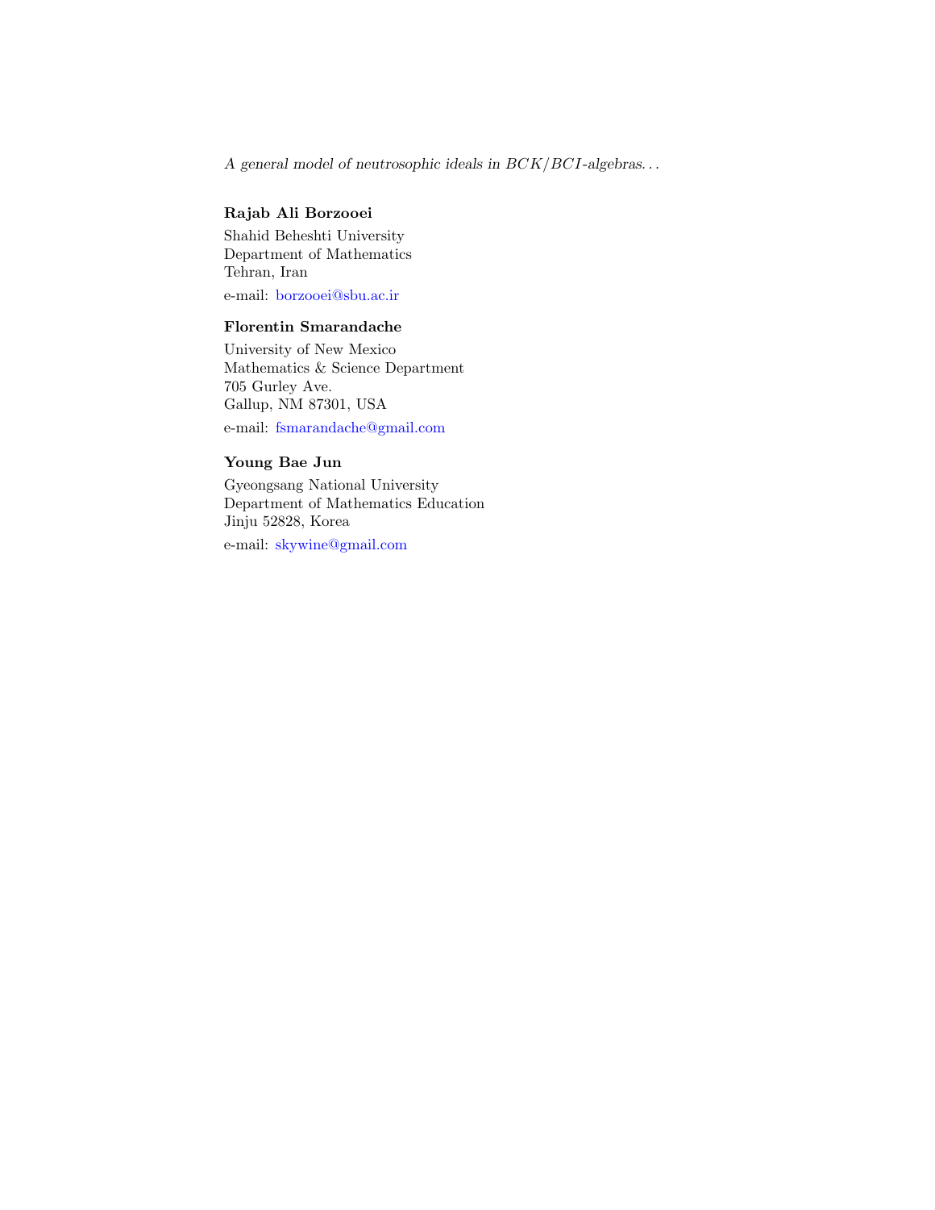**Rajab Ali Borzooei**

Shahid Beheshti University
Department of Mathematics
Tehran, Iran

e-mail: borzooei@sbu.ac.ir

**Florentin Smarandache**

University of New Mexico
Mathematics & Science Department
705 Gurley Ave.
Gallup, NM 87301, USA

e-mail: fsmarandache@gmail.com

**Young Bae Jun**

Gyeongsang National University
Department of Mathematics Education
Jinju 52828, Korea

e-mail: skywine@gmail.com